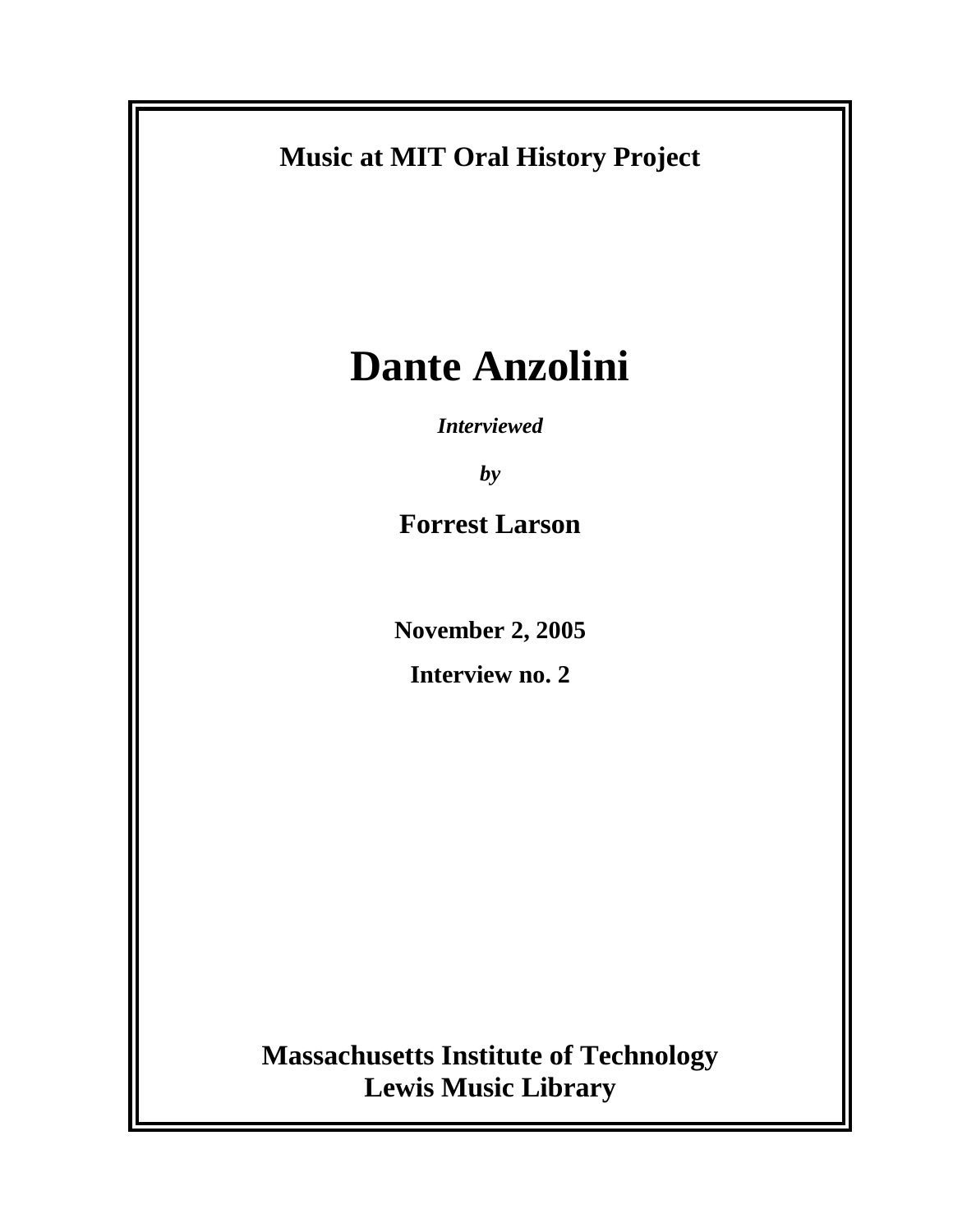**Music at MIT Oral History Project**

# Dante Anzolini

***Interviewed***

***by***

**Forrest Larson**

**November 2, 2005**

**Interview no. 2**

**Massachusetts Institute of Technology**
**Lewis Music Library**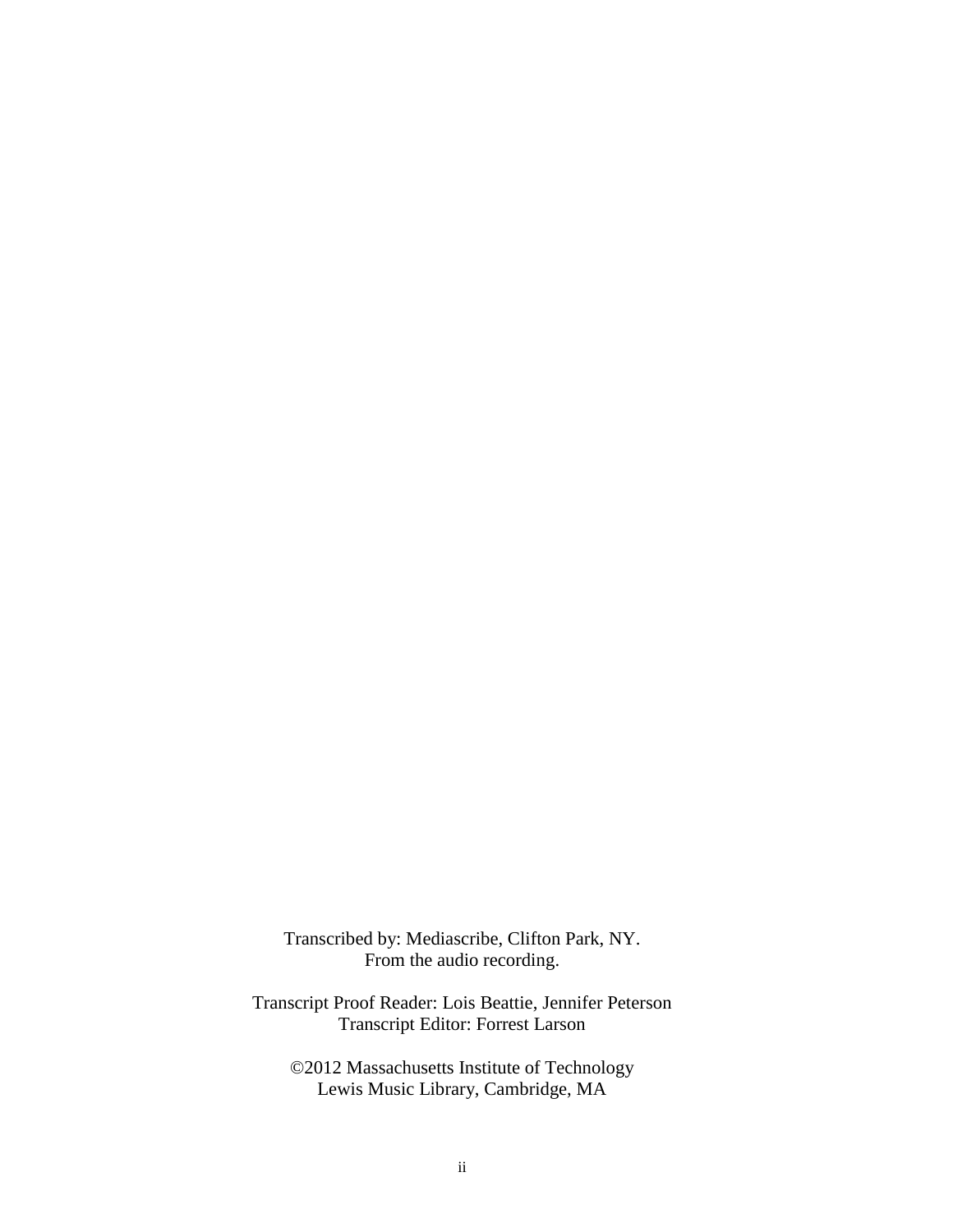Transcribed by: Mediascribe, Clifton Park, NY.
From the audio recording.

Transcript Proof Reader: Lois Beattie, Jennifer Peterson
Transcript Editor: Forrest Larson

©2012 Massachusetts Institute of Technology
Lewis Music Library, Cambridge, MA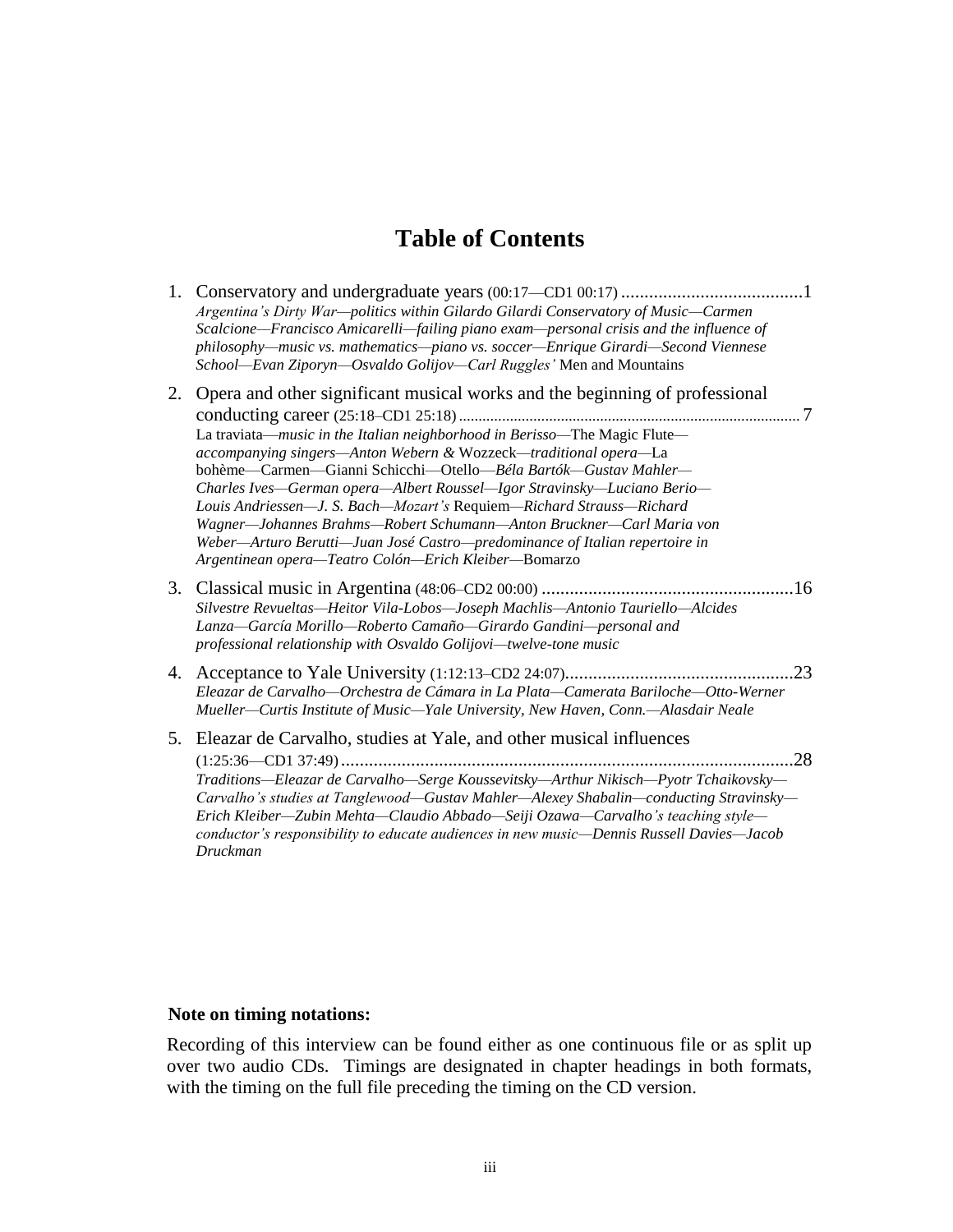# Table of Contents

1. Conservatory and undergraduate years (00:17—CD1 00:17) .......................................1
   *Argentina's Dirty War—politics within Gilardo Gilardi Conservatory of Music—Carmen Scalcione—Francisco Amicarelli—failing piano exam—personal crisis and the influence of philosophy—music vs. mathematics—piano vs. soccer—Enrique Girardi—Second Viennese School—Evan Ziporyn—Osvaldo Golijov—Carl Ruggles'* Men and Mountains

2. Opera and other significant musical works and the beginning of professional conducting career (25:18–CD1 25:18) ..................................................................................... 7
   La traviata—*music in the Italian neighborhood in Berisso*—The Magic Flute—*accompanying singers—Anton Webern &* Wozzeck—*traditional opera*—La bohème—Carmen—Gianni Schicchi—Otello—*Béla Bartók—Gustav Mahler—Charles Ives—German opera—Albert Roussel—Igor Stravinsky—Luciano Berio—Louis Andriessen—J. S. Bach—Mozart's* Requiem—*Richard Strauss—Richard Wagner—Johannes Brahms—Robert Schumann—Anton Bruckner—Carl Maria von Weber—Arturo Berutti—Juan José Castro—predominance of Italian repertoire in Argentinean opera—Teatro Colón—Erich Kleiber*—Bomarzo

3. Classical music in Argentina (48:06–CD2 00:00) .....................................................16
   *Silvestre Revueltas—Heitor Vila-Lobos—Joseph Machlis—Antonio Tauriello—Alcides Lanza—García Morillo—Roberto Camaño—Girardo Gandini—personal and professional relationship with Osvaldo Golijovi—twelve-tone music*

4. Acceptance to Yale University (1:12:13–CD2 24:07)................................................23
   *Eleazar de Carvalho—Orchestra de Cámara in La Plata—Camerata Bariloche—Otto-Werner Mueller—Curtis Institute of Music—Yale University, New Haven, Conn.—Alasdair Neale*

5. Eleazar de Carvalho, studies at Yale, and other musical influences (1:25:36—CD1 37:49) ................................................................................................28
   *Traditions—Eleazar de Carvalho—Serge Koussevitsky—Arthur Nikisch—Pyotr Tchaikovsky—Carvalho's studies at Tanglewood—Gustav Mahler—Alexey Shabalin—conducting Stravinsky—Erich Kleiber—Zubin Mehta—Claudio Abbado—Seiji Ozawa—Carvalho's teaching style—conductor's responsibility to educate audiences in new music—Dennis Russell Davies—Jacob Druckman*

**Note on timing notations:**

Recording of this interview can be found either as one continuous file or as split up over two audio CDs. Timings are designated in chapter headings in both formats, with the timing on the full file preceding the timing on the CD version.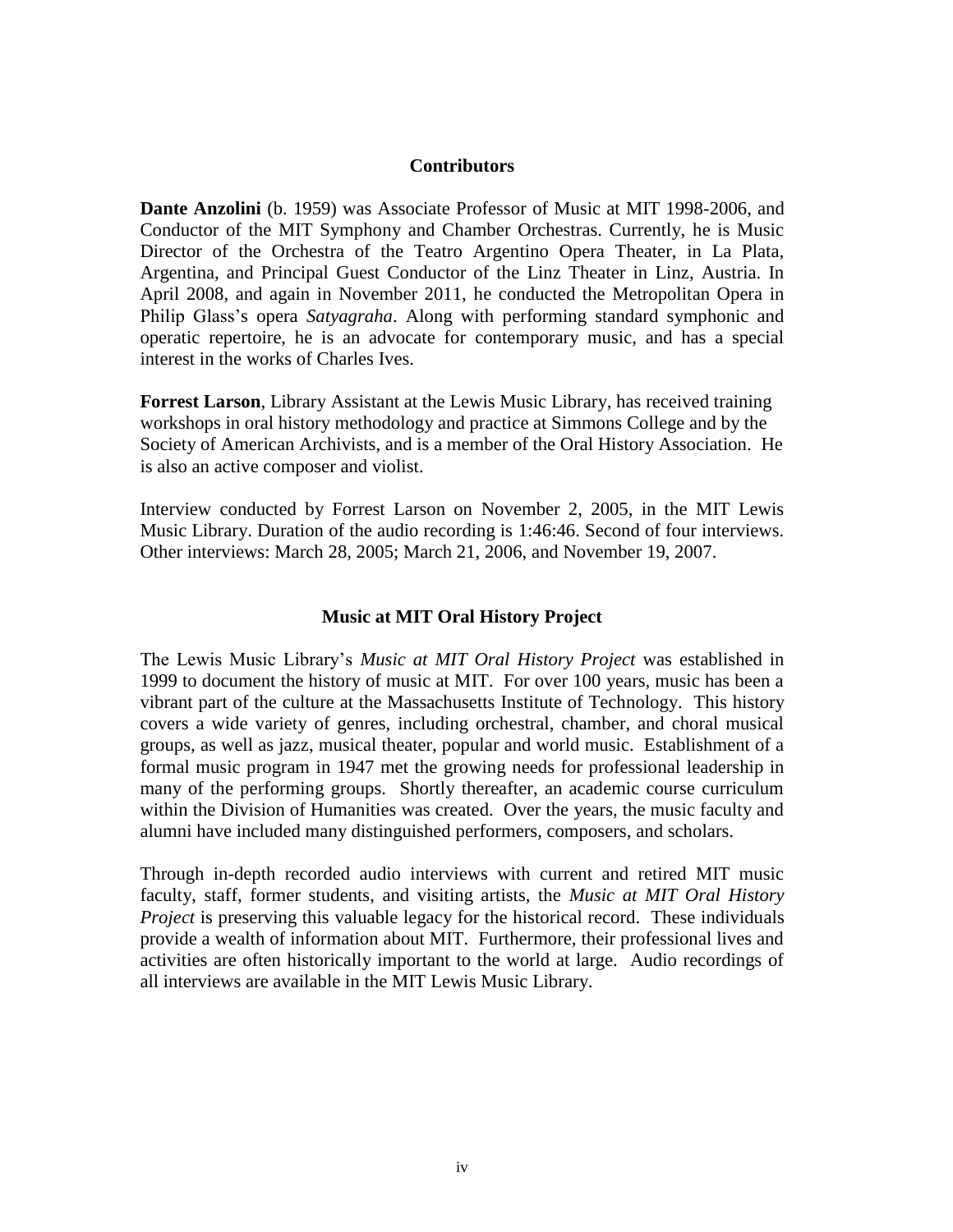## Contributors

**Dante Anzolini** (b. 1959) was Associate Professor of Music at MIT 1998-2006, and Conductor of the MIT Symphony and Chamber Orchestras. Currently, he is Music Director of the Orchestra of the Teatro Argentino Opera Theater, in La Plata, Argentina, and Principal Guest Conductor of the Linz Theater in Linz, Austria. In April 2008, and again in November 2011, he conducted the Metropolitan Opera in Philip Glass's opera *Satyagraha*. Along with performing standard symphonic and operatic repertoire, he is an advocate for contemporary music, and has a special interest in the works of Charles Ives.

**Forrest Larson**, Library Assistant at the Lewis Music Library, has received training workshops in oral history methodology and practice at Simmons College and by the Society of American Archivists, and is a member of the Oral History Association. He is also an active composer and violist.

Interview conducted by Forrest Larson on November 2, 2005, in the MIT Lewis Music Library. Duration of the audio recording is 1:46:46. Second of four interviews. Other interviews: March 28, 2005; March 21, 2006, and November 19, 2007.

## Music at MIT Oral History Project

The Lewis Music Library's *Music at MIT Oral History Project* was established in 1999 to document the history of music at MIT. For over 100 years, music has been a vibrant part of the culture at the Massachusetts Institute of Technology. This history covers a wide variety of genres, including orchestral, chamber, and choral musical groups, as well as jazz, musical theater, popular and world music. Establishment of a formal music program in 1947 met the growing needs for professional leadership in many of the performing groups. Shortly thereafter, an academic course curriculum within the Division of Humanities was created. Over the years, the music faculty and alumni have included many distinguished performers, composers, and scholars.

Through in-depth recorded audio interviews with current and retired MIT music faculty, staff, former students, and visiting artists, the *Music at MIT Oral History Project* is preserving this valuable legacy for the historical record. These individuals provide a wealth of information about MIT. Furthermore, their professional lives and activities are often historically important to the world at large. Audio recordings of all interviews are available in the MIT Lewis Music Library.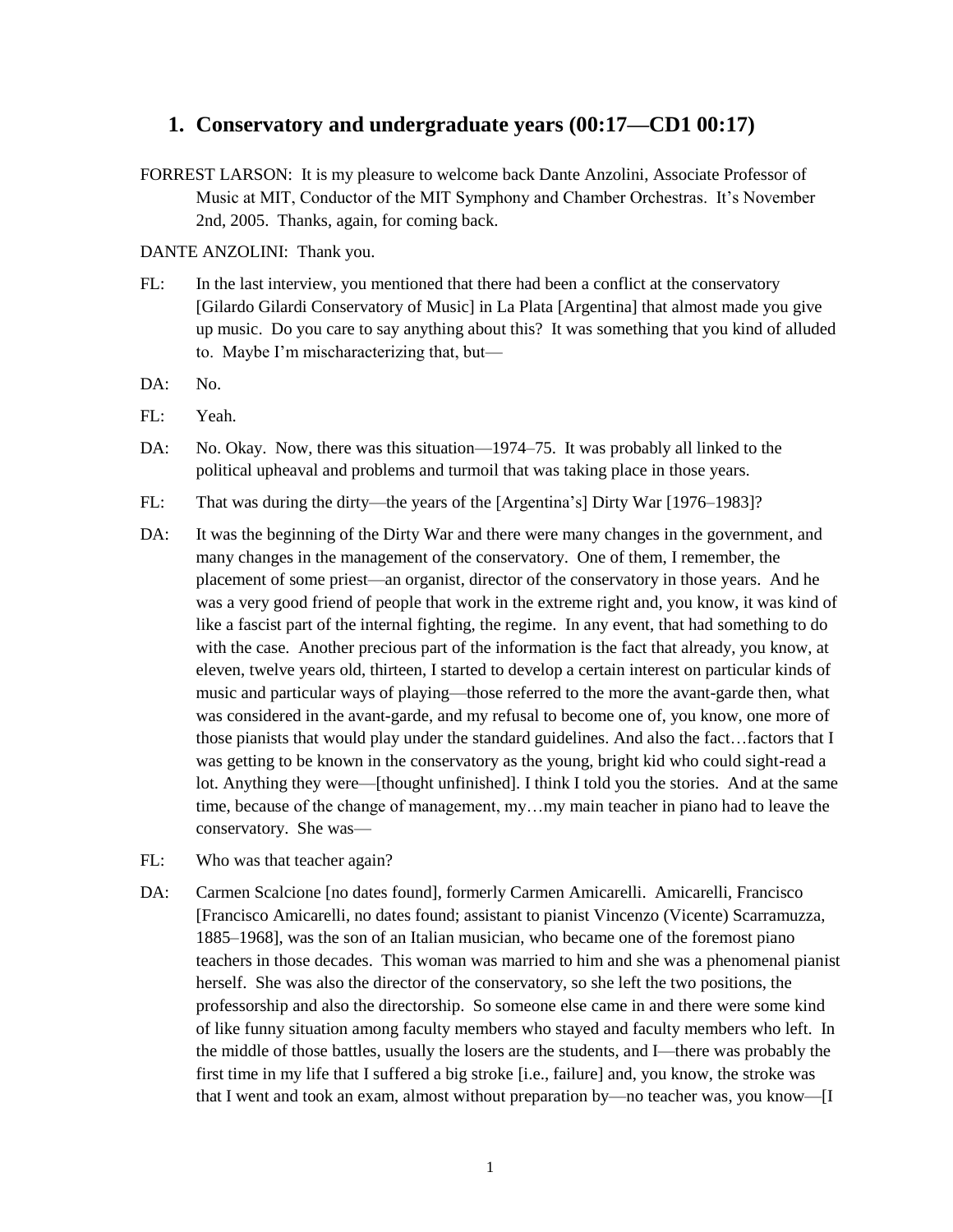## 1. Conservatory and undergraduate years (00:17—CD1 00:17)

FORREST LARSON: It is my pleasure to welcome back Dante Anzolini, Associate Professor of Music at MIT, Conductor of the MIT Symphony and Chamber Orchestras. It's November 2nd, 2005. Thanks, again, for coming back.

DANTE ANZOLINI: Thank you.

FL: In the last interview, you mentioned that there had been a conflict at the conservatory [Gilardo Gilardi Conservatory of Music] in La Plata [Argentina] that almost made you give up music. Do you care to say anything about this? It was something that you kind of alluded to. Maybe I'm mischaracterizing that, but—

DA: No.

FL: Yeah.

DA: No. Okay. Now, there was this situation—1974–75. It was probably all linked to the political upheaval and problems and turmoil that was taking place in those years.

FL: That was during the dirty—the years of the [Argentina's] Dirty War [1976–1983]?

DA: It was the beginning of the Dirty War and there were many changes in the government, and many changes in the management of the conservatory. One of them, I remember, the placement of some priest—an organist, director of the conservatory in those years. And he was a very good friend of people that work in the extreme right and, you know, it was kind of like a fascist part of the internal fighting, the regime. In any event, that had something to do with the case. Another precious part of the information is the fact that already, you know, at eleven, twelve years old, thirteen, I started to develop a certain interest on particular kinds of music and particular ways of playing—those referred to the more the avant-garde then, what was considered in the avant-garde, and my refusal to become one of, you know, one more of those pianists that would play under the standard guidelines. And also the fact…factors that I was getting to be known in the conservatory as the young, bright kid who could sight-read a lot. Anything they were—[thought unfinished]. I think I told you the stories. And at the same time, because of the change of management, my…my main teacher in piano had to leave the conservatory. She was—

FL: Who was that teacher again?

DA: Carmen Scalcione [no dates found], formerly Carmen Amicarelli. Amicarelli, Francisco [Francisco Amicarelli, no dates found; assistant to pianist Vincenzo (Vicente) Scarramuzza, 1885–1968], was the son of an Italian musician, who became one of the foremost piano teachers in those decades. This woman was married to him and she was a phenomenal pianist herself. She was also the director of the conservatory, so she left the two positions, the professorship and also the directorship. So someone else came in and there were some kind of like funny situation among faculty members who stayed and faculty members who left. In the middle of those battles, usually the losers are the students, and I—there was probably the first time in my life that I suffered a big stroke [i.e., failure] and, you know, the stroke was that I went and took an exam, almost without preparation by—no teacher was, you know—[I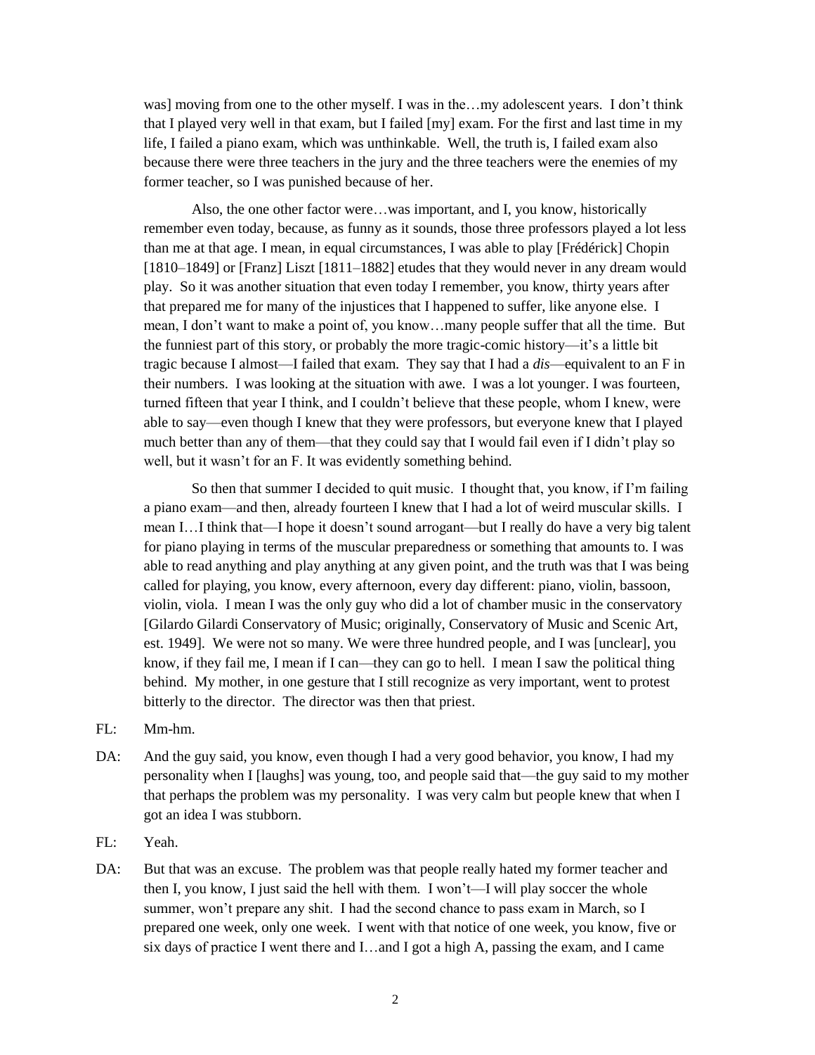was] moving from one to the other myself. I was in the…my adolescent years. I don't think that I played very well in that exam, but I failed [my] exam. For the first and last time in my life, I failed a piano exam, which was unthinkable. Well, the truth is, I failed exam also because there were three teachers in the jury and the three teachers were the enemies of my former teacher, so I was punished because of her.

Also, the one other factor were…was important, and I, you know, historically remember even today, because, as funny as it sounds, those three professors played a lot less than me at that age. I mean, in equal circumstances, I was able to play [Frédérick] Chopin [1810–1849] or [Franz] Liszt [1811–1882] etudes that they would never in any dream would play. So it was another situation that even today I remember, you know, thirty years after that prepared me for many of the injustices that I happened to suffer, like anyone else. I mean, I don't want to make a point of, you know…many people suffer that all the time. But the funniest part of this story, or probably the more tragic-comic history—it's a little bit tragic because I almost—I failed that exam. They say that I had a *dis*—equivalent to an F in their numbers. I was looking at the situation with awe. I was a lot younger. I was fourteen, turned fifteen that year I think, and I couldn't believe that these people, whom I knew, were able to say—even though I knew that they were professors, but everyone knew that I played much better than any of them—that they could say that I would fail even if I didn't play so well, but it wasn't for an F. It was evidently something behind.

So then that summer I decided to quit music. I thought that, you know, if I'm failing a piano exam—and then, already fourteen I knew that I had a lot of weird muscular skills. I mean I…I think that—I hope it doesn't sound arrogant—but I really do have a very big talent for piano playing in terms of the muscular preparedness or something that amounts to. I was able to read anything and play anything at any given point, and the truth was that I was being called for playing, you know, every afternoon, every day different: piano, violin, bassoon, violin, viola. I mean I was the only guy who did a lot of chamber music in the conservatory [Gilardo Gilardi Conservatory of Music; originally, Conservatory of Music and Scenic Art, est. 1949]. We were not so many. We were three hundred people, and I was [unclear], you know, if they fail me, I mean if I can—they can go to hell. I mean I saw the political thing behind. My mother, in one gesture that I still recognize as very important, went to protest bitterly to the director. The director was then that priest.

FL: Mm-hm.

DA: And the guy said, you know, even though I had a very good behavior, you know, I had my personality when I [laughs] was young, too, and people said that—the guy said to my mother that perhaps the problem was my personality. I was very calm but people knew that when I got an idea I was stubborn.

FL: Yeah.

DA: But that was an excuse. The problem was that people really hated my former teacher and then I, you know, I just said the hell with them. I won't—I will play soccer the whole summer, won't prepare any shit. I had the second chance to pass exam in March, so I prepared one week, only one week. I went with that notice of one week, you know, five or six days of practice I went there and I…and I got a high A, passing the exam, and I came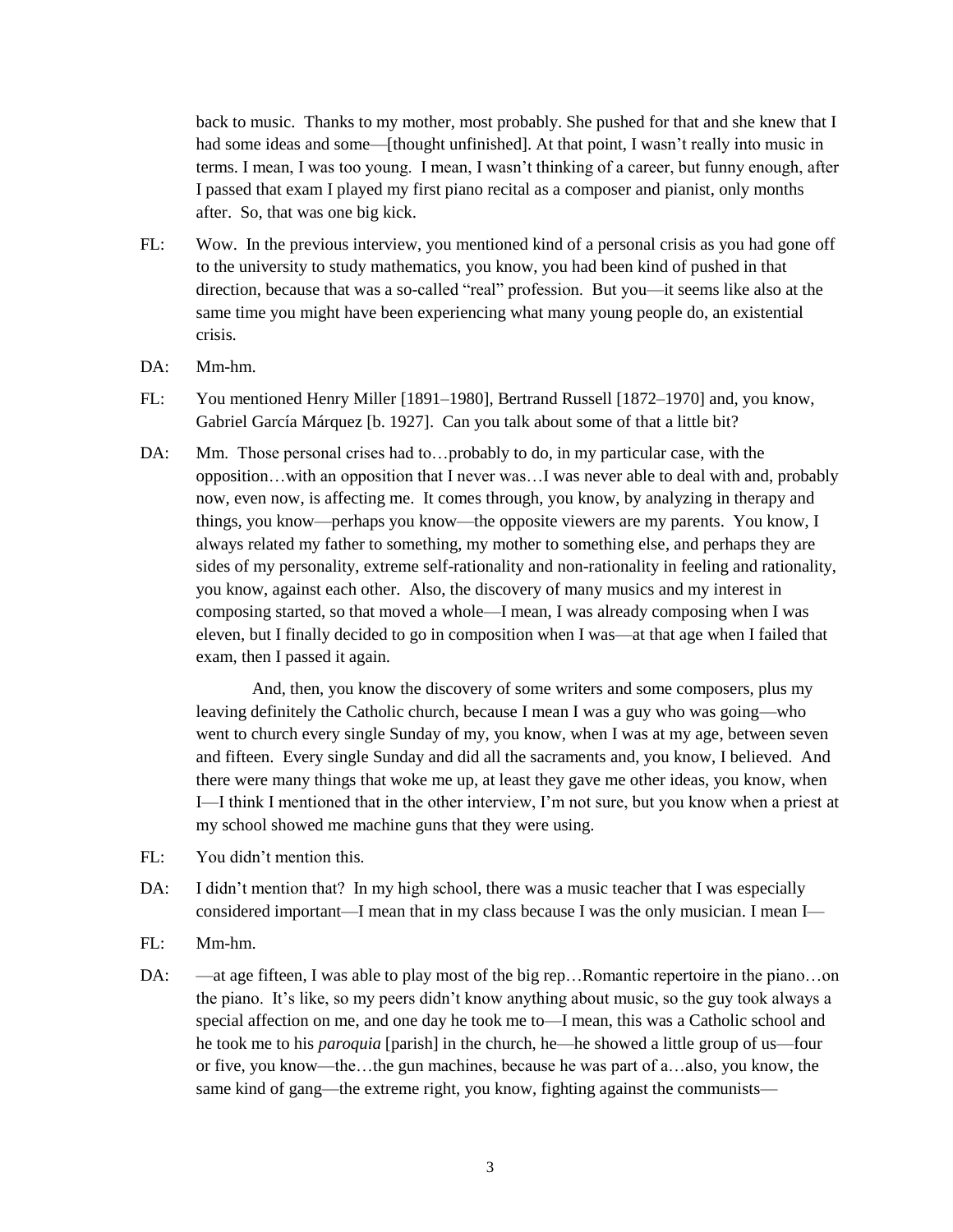back to music. Thanks to my mother, most probably. She pushed for that and she knew that I had some ideas and some—[thought unfinished]. At that point, I wasn't really into music in terms. I mean, I was too young. I mean, I wasn't thinking of a career, but funny enough, after I passed that exam I played my first piano recital as a composer and pianist, only months after. So, that was one big kick.

FL: Wow. In the previous interview, you mentioned kind of a personal crisis as you had gone off to the university to study mathematics, you know, you had been kind of pushed in that direction, because that was a so-called "real" profession. But you—it seems like also at the same time you might have been experiencing what many young people do, an existential crisis.

DA: Mm-hm.

FL: You mentioned Henry Miller [1891–1980], Bertrand Russell [1872–1970] and, you know, Gabriel García Márquez [b. 1927]. Can you talk about some of that a little bit?

DA: Mm. Those personal crises had to…probably to do, in my particular case, with the opposition…with an opposition that I never was…I was never able to deal with and, probably now, even now, is affecting me. It comes through, you know, by analyzing in therapy and things, you know—perhaps you know—the opposite viewers are my parents. You know, I always related my father to something, my mother to something else, and perhaps they are sides of my personality, extreme self-rationality and non-rationality in feeling and rationality, you know, against each other. Also, the discovery of many musics and my interest in composing started, so that moved a whole—I mean, I was already composing when I was eleven, but I finally decided to go in composition when I was—at that age when I failed that exam, then I passed it again.

And, then, you know the discovery of some writers and some composers, plus my leaving definitely the Catholic church, because I mean I was a guy who was going—who went to church every single Sunday of my, you know, when I was at my age, between seven and fifteen. Every single Sunday and did all the sacraments and, you know, I believed. And there were many things that woke me up, at least they gave me other ideas, you know, when I—I think I mentioned that in the other interview, I'm not sure, but you know when a priest at my school showed me machine guns that they were using.

FL: You didn't mention this.

DA: I didn't mention that? In my high school, there was a music teacher that I was especially considered important—I mean that in my class because I was the only musician. I mean I—

FL: Mm-hm.

DA: —at age fifteen, I was able to play most of the big rep…Romantic repertoire in the piano…on the piano. It's like, so my peers didn't know anything about music, so the guy took always a special affection on me, and one day he took me to—I mean, this was a Catholic school and he took me to his *paroquia* [parish] in the church, he—he showed a little group of us—four or five, you know—the…the gun machines, because he was part of a…also, you know, the same kind of gang—the extreme right, you know, fighting against the communists—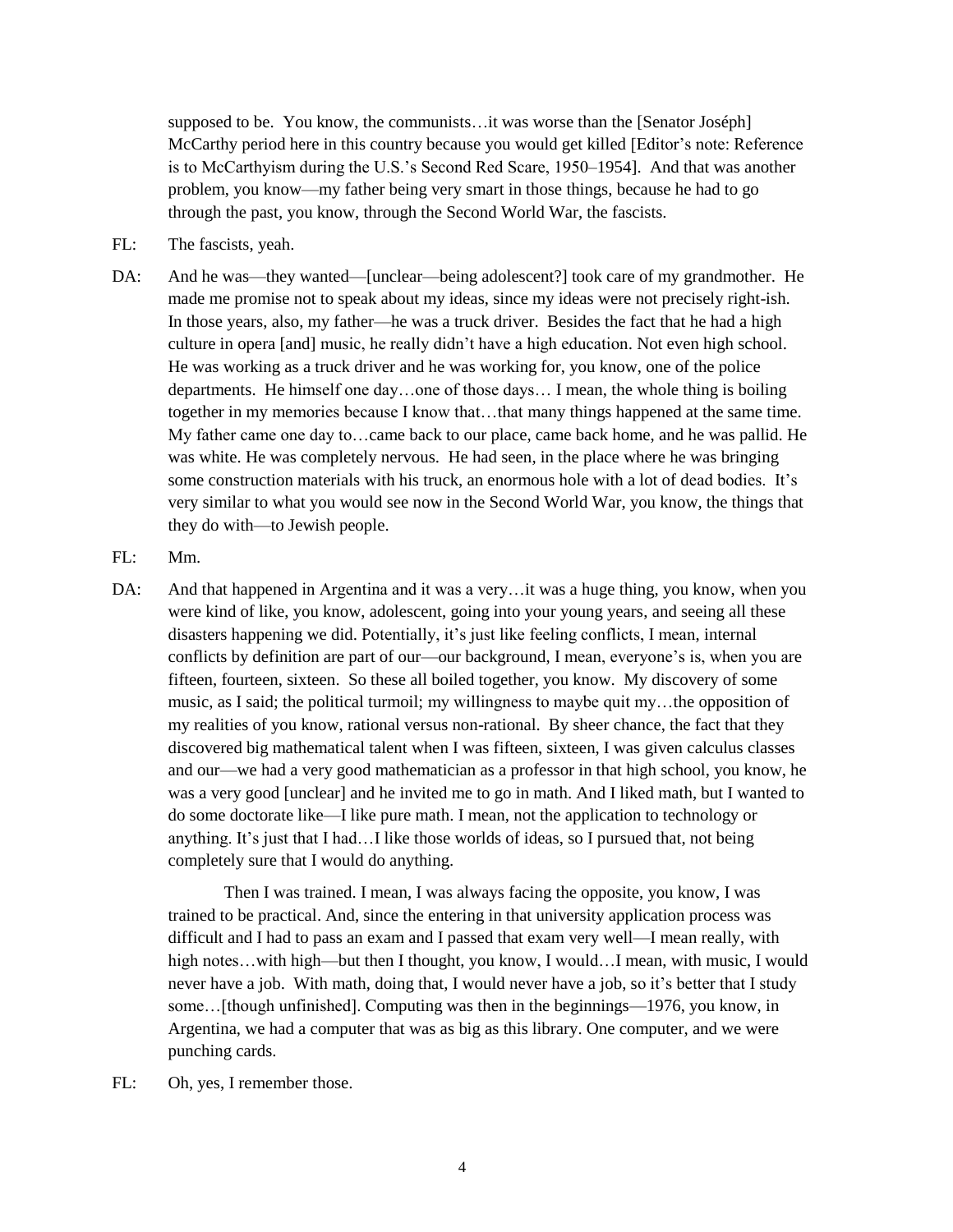supposed to be. You know, the communists…it was worse than the [Senator Joséph] McCarthy period here in this country because you would get killed [Editor's note: Reference is to McCarthyism during the U.S.'s Second Red Scare, 1950–1954]. And that was another problem, you know—my father being very smart in those things, because he had to go through the past, you know, through the Second World War, the fascists.

FL: The fascists, yeah.

DA: And he was—they wanted—[unclear—being adolescent?] took care of my grandmother. He made me promise not to speak about my ideas, since my ideas were not precisely right-ish. In those years, also, my father—he was a truck driver. Besides the fact that he had a high culture in opera [and] music, he really didn't have a high education. Not even high school. He was working as a truck driver and he was working for, you know, one of the police departments. He himself one day…one of those days… I mean, the whole thing is boiling together in my memories because I know that…that many things happened at the same time. My father came one day to…came back to our place, came back home, and he was pallid. He was white. He was completely nervous. He had seen, in the place where he was bringing some construction materials with his truck, an enormous hole with a lot of dead bodies. It's very similar to what you would see now in the Second World War, you know, the things that they do with—to Jewish people.

FL: Mm.

DA: And that happened in Argentina and it was a very…it was a huge thing, you know, when you were kind of like, you know, adolescent, going into your young years, and seeing all these disasters happening we did. Potentially, it's just like feeling conflicts, I mean, internal conflicts by definition are part of our—our background, I mean, everyone's is, when you are fifteen, fourteen, sixteen. So these all boiled together, you know. My discovery of some music, as I said; the political turmoil; my willingness to maybe quit my…the opposition of my realities of you know, rational versus non-rational. By sheer chance, the fact that they discovered big mathematical talent when I was fifteen, sixteen, I was given calculus classes and our—we had a very good mathematician as a professor in that high school, you know, he was a very good [unclear] and he invited me to go in math. And I liked math, but I wanted to do some doctorate like—I like pure math. I mean, not the application to technology or anything. It's just that I had…I like those worlds of ideas, so I pursued that, not being completely sure that I would do anything.

Then I was trained. I mean, I was always facing the opposite, you know, I was trained to be practical. And, since the entering in that university application process was difficult and I had to pass an exam and I passed that exam very well—I mean really, with high notes…with high—but then I thought, you know, I would…I mean, with music, I would never have a job. With math, doing that, I would never have a job, so it's better that I study some…[though unfinished]. Computing was then in the beginnings—1976, you know, in Argentina, we had a computer that was as big as this library. One computer, and we were punching cards.

FL: Oh, yes, I remember those.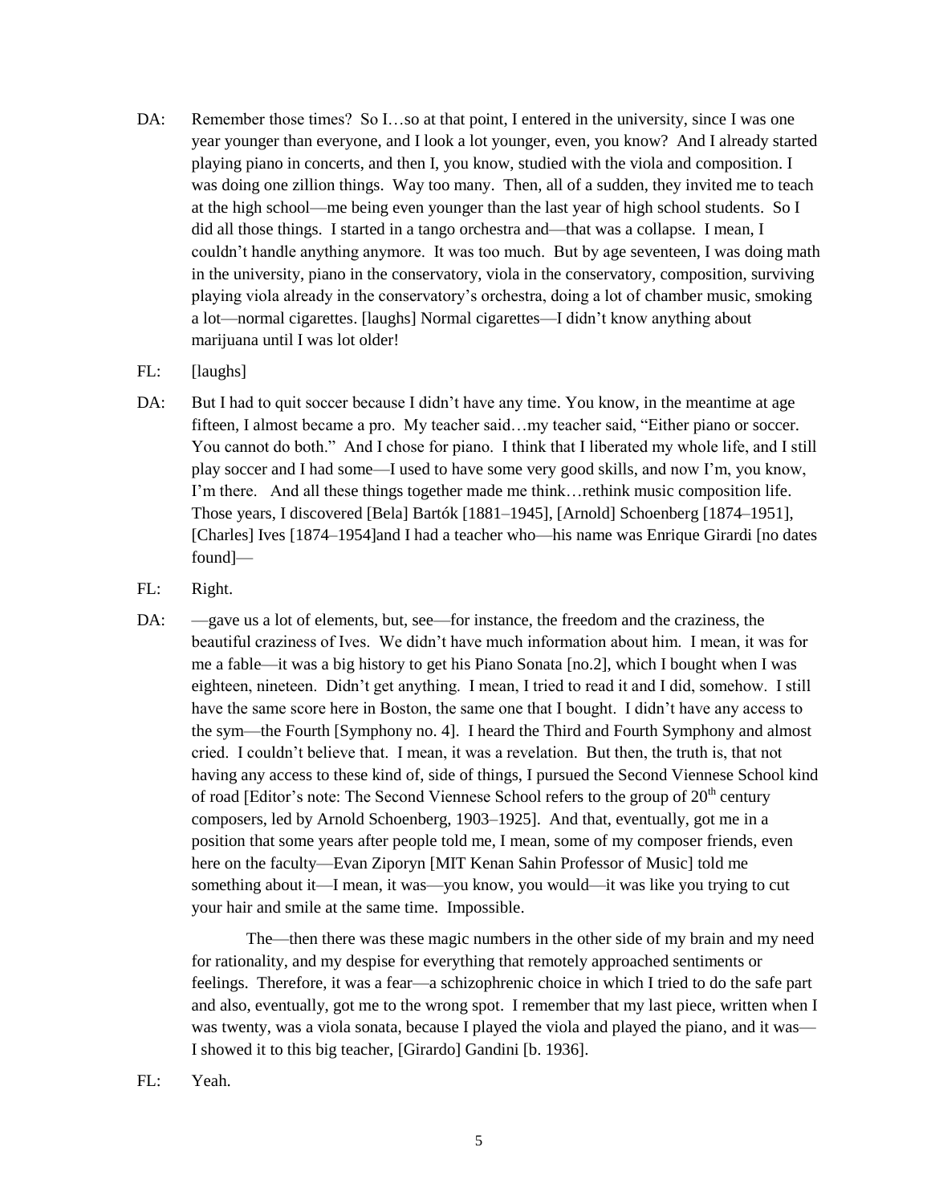DA: Remember those times? So I…so at that point, I entered in the university, since I was one year younger than everyone, and I look a lot younger, even, you know? And I already started playing piano in concerts, and then I, you know, studied with the viola and composition. I was doing one zillion things. Way too many. Then, all of a sudden, they invited me to teach at the high school—me being even younger than the last year of high school students. So I did all those things. I started in a tango orchestra and—that was a collapse. I mean, I couldn't handle anything anymore. It was too much. But by age seventeen, I was doing math in the university, piano in the conservatory, viola in the conservatory, composition, surviving playing viola already in the conservatory's orchestra, doing a lot of chamber music, smoking a lot—normal cigarettes. [laughs] Normal cigarettes—I didn't know anything about marijuana until I was lot older!

FL: [laughs]

DA: But I had to quit soccer because I didn't have any time. You know, in the meantime at age fifteen, I almost became a pro. My teacher said…my teacher said, "Either piano or soccer. You cannot do both." And I chose for piano. I think that I liberated my whole life, and I still play soccer and I had some—I used to have some very good skills, and now I'm, you know, I'm there. And all these things together made me think…rethink music composition life. Those years, I discovered [Bela] Bartók [1881–1945], [Arnold] Schoenberg [1874–1951], [Charles] Ives [1874–1954]and I had a teacher who—his name was Enrique Girardi [no dates found]—

FL: Right.

DA: —gave us a lot of elements, but, see—for instance, the freedom and the craziness, the beautiful craziness of Ives. We didn't have much information about him. I mean, it was for me a fable—it was a big history to get his Piano Sonata [no.2], which I bought when I was eighteen, nineteen. Didn't get anything. I mean, I tried to read it and I did, somehow. I still have the same score here in Boston, the same one that I bought. I didn't have any access to the sym—the Fourth [Symphony no. 4]. I heard the Third and Fourth Symphony and almost cried. I couldn't believe that. I mean, it was a revelation. But then, the truth is, that not having any access to these kind of, side of things, I pursued the Second Viennese School kind of road [Editor's note: The Second Viennese School refers to the group of 20th century composers, led by Arnold Schoenberg, 1903–1925]. And that, eventually, got me in a position that some years after people told me, I mean, some of my composer friends, even here on the faculty—Evan Ziporyn [MIT Kenan Sahin Professor of Music] told me something about it—I mean, it was—you know, you would—it was like you trying to cut your hair and smile at the same time. Impossible.

The—then there was these magic numbers in the other side of my brain and my need for rationality, and my despise for everything that remotely approached sentiments or feelings. Therefore, it was a fear—a schizophrenic choice in which I tried to do the safe part and also, eventually, got me to the wrong spot. I remember that my last piece, written when I was twenty, was a viola sonata, because I played the viola and played the piano, and it was—I showed it to this big teacher, [Girardo] Gandini [b. 1936].

FL: Yeah.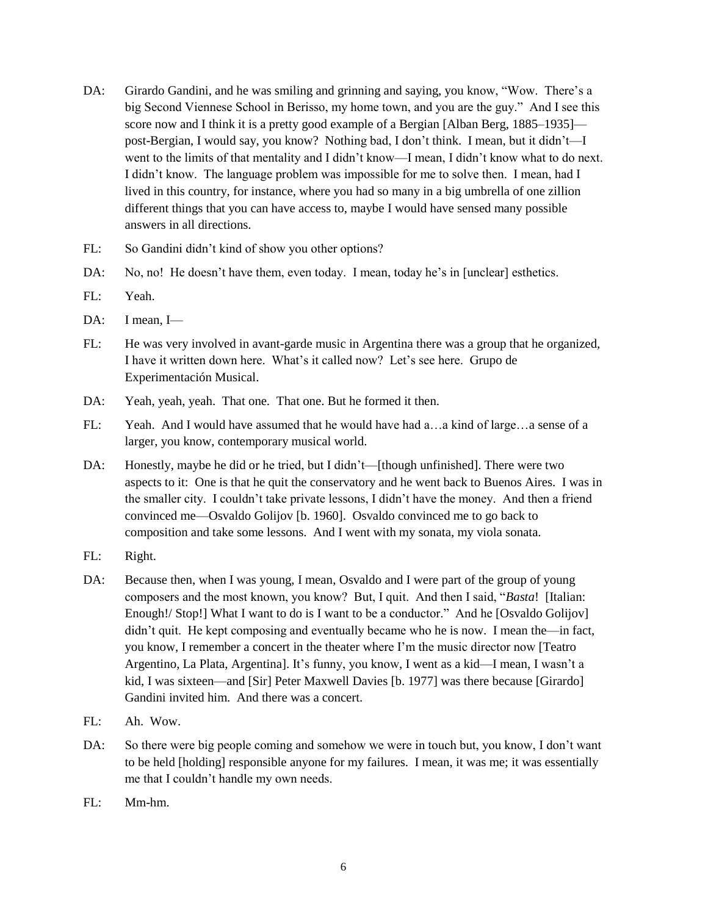DA: Girardo Gandini, and he was smiling and grinning and saying, you know, "Wow. There's a big Second Viennese School in Berisso, my home town, and you are the guy." And I see this score now and I think it is a pretty good example of a Bergian [Alban Berg, 1885–1935]—post-Bergian, I would say, you know? Nothing bad, I don't think. I mean, but it didn't—I went to the limits of that mentality and I didn't know—I mean, I didn't know what to do next. I didn't know. The language problem was impossible for me to solve then. I mean, had I lived in this country, for instance, where you had so many in a big umbrella of one zillion different things that you can have access to, maybe I would have sensed many possible answers in all directions.

FL: So Gandini didn't kind of show you other options?

DA: No, no! He doesn't have them, even today. I mean, today he's in [unclear] esthetics.

FL: Yeah.

DA: I mean, I—

FL: He was very involved in avant-garde music in Argentina there was a group that he organized, I have it written down here. What's it called now? Let's see here. Grupo de Experimentación Musical.

DA: Yeah, yeah, yeah. That one. That one. But he formed it then.

FL: Yeah. And I would have assumed that he would have had a…a kind of large…a sense of a larger, you know, contemporary musical world.

DA: Honestly, maybe he did or he tried, but I didn't—[though unfinished]. There were two aspects to it: One is that he quit the conservatory and he went back to Buenos Aires. I was in the smaller city. I couldn't take private lessons, I didn't have the money. And then a friend convinced me—Osvaldo Golijov [b. 1960]. Osvaldo convinced me to go back to composition and take some lessons. And I went with my sonata, my viola sonata.

FL: Right.

DA: Because then, when I was young, I mean, Osvaldo and I were part of the group of young composers and the most known, you know? But, I quit. And then I said, "*Basta*! [Italian: Enough!/ Stop!] What I want to do is I want to be a conductor." And he [Osvaldo Golijov] didn't quit. He kept composing and eventually became who he is now. I mean the—in fact, you know, I remember a concert in the theater where I'm the music director now [Teatro Argentino, La Plata, Argentina]. It's funny, you know, I went as a kid—I mean, I wasn't a kid, I was sixteen—and [Sir] Peter Maxwell Davies [b. 1977] was there because [Girardo] Gandini invited him. And there was a concert.

FL: Ah. Wow.

DA: So there were big people coming and somehow we were in touch but, you know, I don't want to be held [holding] responsible anyone for my failures. I mean, it was me; it was essentially me that I couldn't handle my own needs.

FL: Mm-hm.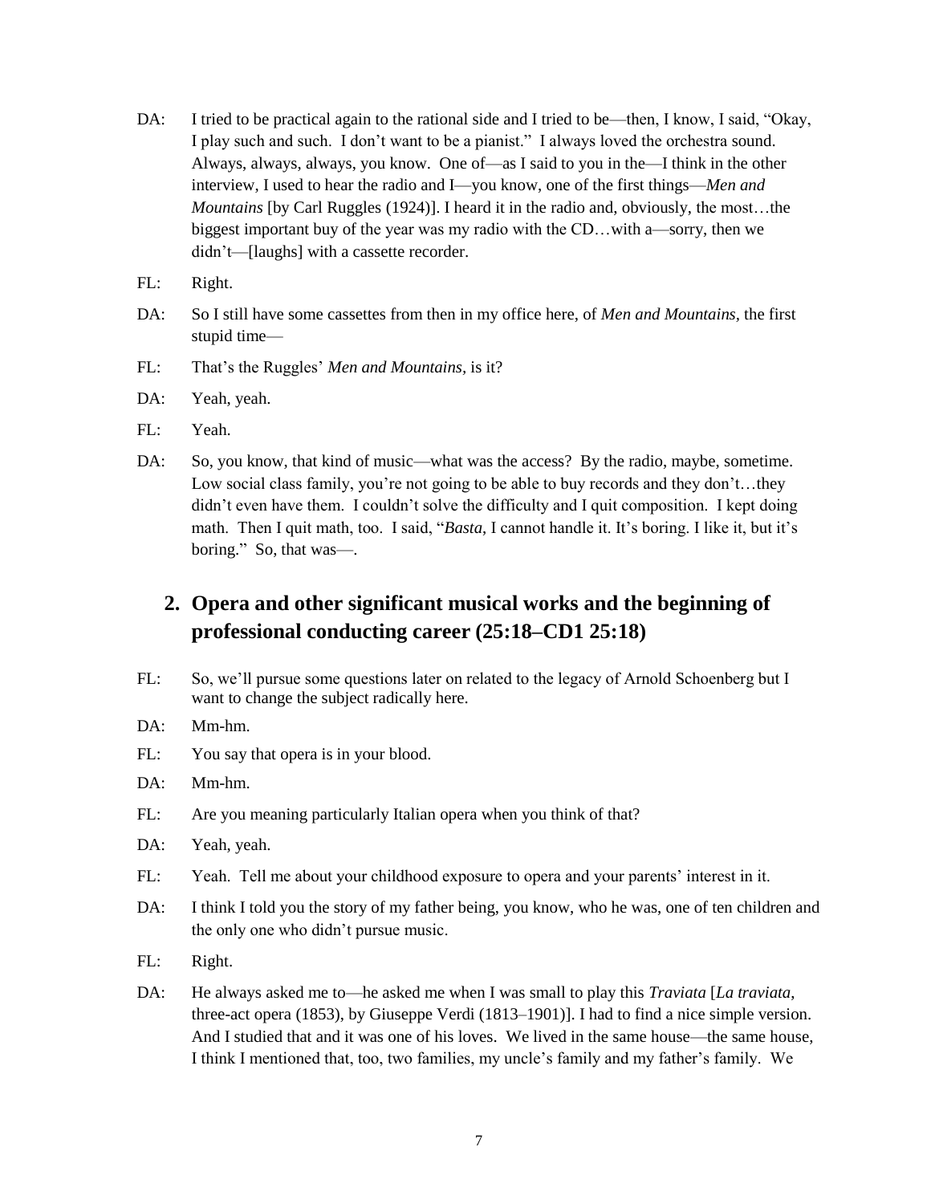DA: I tried to be practical again to the rational side and I tried to be—then, I know, I said, "Okay, I play such and such. I don't want to be a pianist." I always loved the orchestra sound. Always, always, always, you know. One of—as I said to you in the—I think in the other interview, I used to hear the radio and I—you know, one of the first things—*Men and Mountains* [by Carl Ruggles (1924)]. I heard it in the radio and, obviously, the most…the biggest important buy of the year was my radio with the CD…with a—sorry, then we didn't—[laughs] with a cassette recorder.

FL: Right.

DA: So I still have some cassettes from then in my office here, of *Men and Mountains*, the first stupid time—

FL: That's the Ruggles' *Men and Mountains*, is it?

DA: Yeah, yeah.

FL: Yeah.

DA: So, you know, that kind of music—what was the access? By the radio, maybe, sometime. Low social class family, you're not going to be able to buy records and they don't…they didn't even have them. I couldn't solve the difficulty and I quit composition. I kept doing math. Then I quit math, too. I said, "*Basta*, I cannot handle it. It's boring. I like it, but it's boring." So, that was—.

## 2. Opera and other significant musical works and the beginning of professional conducting career (25:18–CD1 25:18)

FL: So, we'll pursue some questions later on related to the legacy of Arnold Schoenberg but I want to change the subject radically here.

DA: Mm-hm.

FL: You say that opera is in your blood.

DA: Mm-hm.

FL: Are you meaning particularly Italian opera when you think of that?

DA: Yeah, yeah.

FL: Yeah. Tell me about your childhood exposure to opera and your parents' interest in it.

DA: I think I told you the story of my father being, you know, who he was, one of ten children and the only one who didn't pursue music.

FL: Right.

DA: He always asked me to—he asked me when I was small to play this *Traviata* [*La traviata*, three-act opera (1853), by Giuseppe Verdi (1813–1901)]. I had to find a nice simple version. And I studied that and it was one of his loves. We lived in the same house—the same house, I think I mentioned that, too, two families, my uncle's family and my father's family. We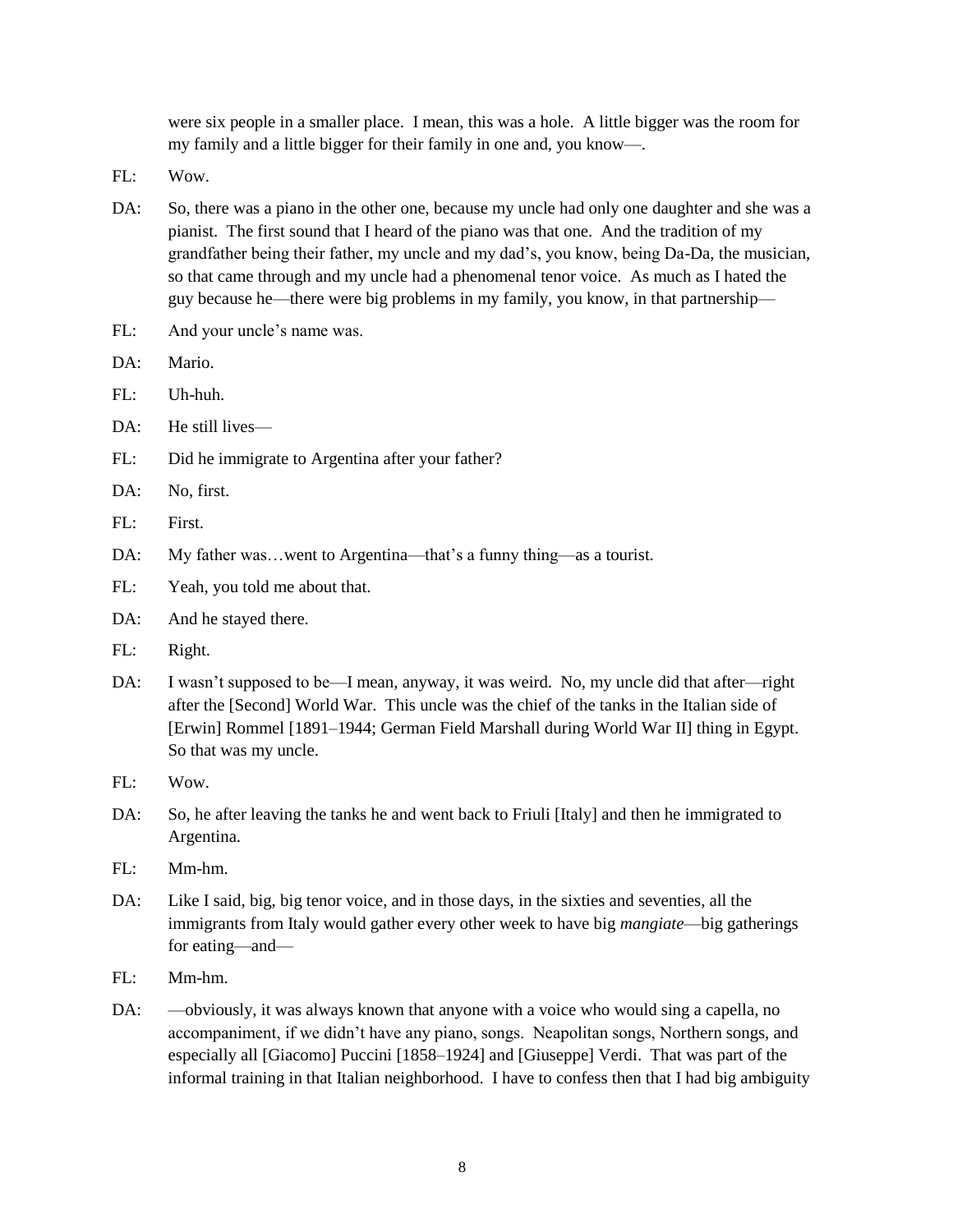were six people in a smaller place. I mean, this was a hole. A little bigger was the room for my family and a little bigger for their family in one and, you know—.

FL: Wow.

DA: So, there was a piano in the other one, because my uncle had only one daughter and she was a pianist. The first sound that I heard of the piano was that one. And the tradition of my grandfather being their father, my uncle and my dad's, you know, being Da-Da, the musician, so that came through and my uncle had a phenomenal tenor voice. As much as I hated the guy because he—there were big problems in my family, you know, in that partnership—

FL: And your uncle's name was.

DA: Mario.

FL: Uh-huh.

DA: He still lives—

FL: Did he immigrate to Argentina after your father?

DA: No, first.

FL: First.

DA: My father was…went to Argentina—that's a funny thing—as a tourist.

FL: Yeah, you told me about that.

DA: And he stayed there.

FL: Right.

DA: I wasn't supposed to be—I mean, anyway, it was weird. No, my uncle did that after—right after the [Second] World War. This uncle was the chief of the tanks in the Italian side of [Erwin] Rommel [1891–1944; German Field Marshall during World War II] thing in Egypt. So that was my uncle.

FL: Wow.

DA: So, he after leaving the tanks he and went back to Friuli [Italy] and then he immigrated to Argentina.

FL: Mm-hm.

DA: Like I said, big, big tenor voice, and in those days, in the sixties and seventies, all the immigrants from Italy would gather every other week to have big *mangiate*—big gatherings for eating—and—

FL: Mm-hm.

DA: —obviously, it was always known that anyone with a voice who would sing a capella, no accompaniment, if we didn't have any piano, songs. Neapolitan songs, Northern songs, and especially all [Giacomo] Puccini [1858–1924] and [Giuseppe] Verdi. That was part of the informal training in that Italian neighborhood. I have to confess then that I had big ambiguity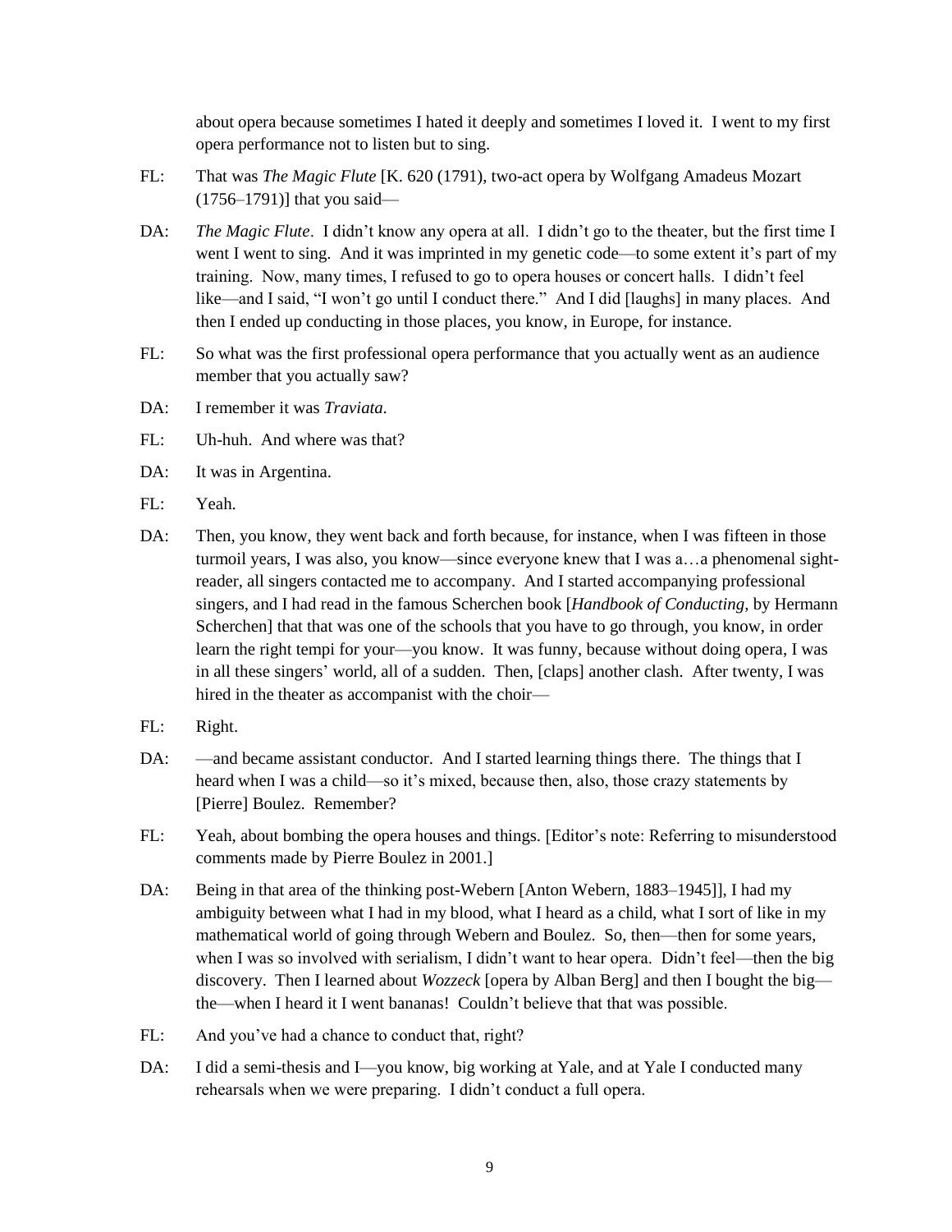about opera because sometimes I hated it deeply and sometimes I loved it. I went to my first opera performance not to listen but to sing.

FL: That was *The Magic Flute* [K. 620 (1791), two-act opera by Wolfgang Amadeus Mozart (1756–1791)] that you said—

DA: *The Magic Flute*. I didn't know any opera at all. I didn't go to the theater, but the first time I went I went to sing. And it was imprinted in my genetic code—to some extent it's part of my training. Now, many times, I refused to go to opera houses or concert halls. I didn't feel like—and I said, "I won't go until I conduct there." And I did [laughs] in many places. And then I ended up conducting in those places, you know, in Europe, for instance.

FL: So what was the first professional opera performance that you actually went as an audience member that you actually saw?

DA: I remember it was *Traviata*.

FL: Uh-huh. And where was that?

DA: It was in Argentina.

FL: Yeah.

DA: Then, you know, they went back and forth because, for instance, when I was fifteen in those turmoil years, I was also, you know—since everyone knew that I was a…a phenomenal sight-reader, all singers contacted me to accompany. And I started accompanying professional singers, and I had read in the famous Scherchen book [*Handbook of Conducting*, by Hermann Scherchen] that that was one of the schools that you have to go through, you know, in order learn the right tempi for your—you know. It was funny, because without doing opera, I was in all these singers' world, all of a sudden. Then, [claps] another clash. After twenty, I was hired in the theater as accompanist with the choir—

FL: Right.

DA: —and became assistant conductor. And I started learning things there. The things that I heard when I was a child—so it's mixed, because then, also, those crazy statements by [Pierre] Boulez. Remember?

FL: Yeah, about bombing the opera houses and things. [Editor's note: Referring to misunderstood comments made by Pierre Boulez in 2001.]

DA: Being in that area of the thinking post-Webern [Anton Webern, 1883–1945]], I had my ambiguity between what I had in my blood, what I heard as a child, what I sort of like in my mathematical world of going through Webern and Boulez. So, then—then for some years, when I was so involved with serialism, I didn't want to hear opera. Didn't feel—then the big discovery. Then I learned about *Wozzeck* [opera by Alban Berg] and then I bought the big—the—when I heard it I went bananas! Couldn't believe that that was possible.

FL: And you've had a chance to conduct that, right?

DA: I did a semi-thesis and I—you know, big working at Yale, and at Yale I conducted many rehearsals when we were preparing. I didn't conduct a full opera.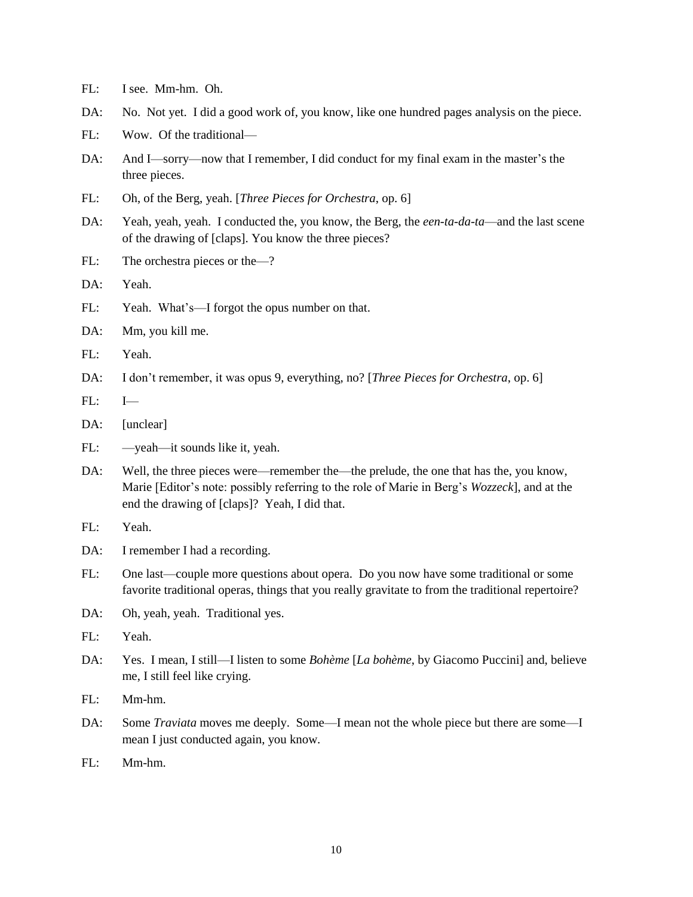FL: I see. Mm-hm. Oh.

DA: No. Not yet. I did a good work of, you know, like one hundred pages analysis on the piece.

FL: Wow. Of the traditional—

DA: And I—sorry—now that I remember, I did conduct for my final exam in the master's the three pieces.

FL: Oh, of the Berg, yeah. [*Three Pieces for Orchestra*, op. 6]

DA: Yeah, yeah, yeah. I conducted the, you know, the Berg, the *een-ta-da-ta*—and the last scene of the drawing of [claps]. You know the three pieces?

FL: The orchestra pieces or the—?

DA: Yeah.

FL: Yeah. What's—I forgot the opus number on that.

DA: Mm, you kill me.

FL: Yeah.

DA: I don't remember, it was opus 9, everything, no? [*Three Pieces for Orchestra*, op. 6]

FL: I—

DA: [unclear]

FL: —yeah—it sounds like it, yeah.

DA: Well, the three pieces were—remember the—the prelude, the one that has the, you know, Marie [Editor's note: possibly referring to the role of Marie in Berg's *Wozzeck*], and at the end the drawing of [claps]? Yeah, I did that.

FL: Yeah.

DA: I remember I had a recording.

FL: One last—couple more questions about opera. Do you now have some traditional or some favorite traditional operas, things that you really gravitate to from the traditional repertoire?

DA: Oh, yeah, yeah. Traditional yes.

FL: Yeah.

DA: Yes. I mean, I still—I listen to some *Bohème* [*La bohème*, by Giacomo Puccini] and, believe me, I still feel like crying.

FL: Mm-hm.

DA: Some *Traviata* moves me deeply. Some—I mean not the whole piece but there are some—I mean I just conducted again, you know.

FL: Mm-hm.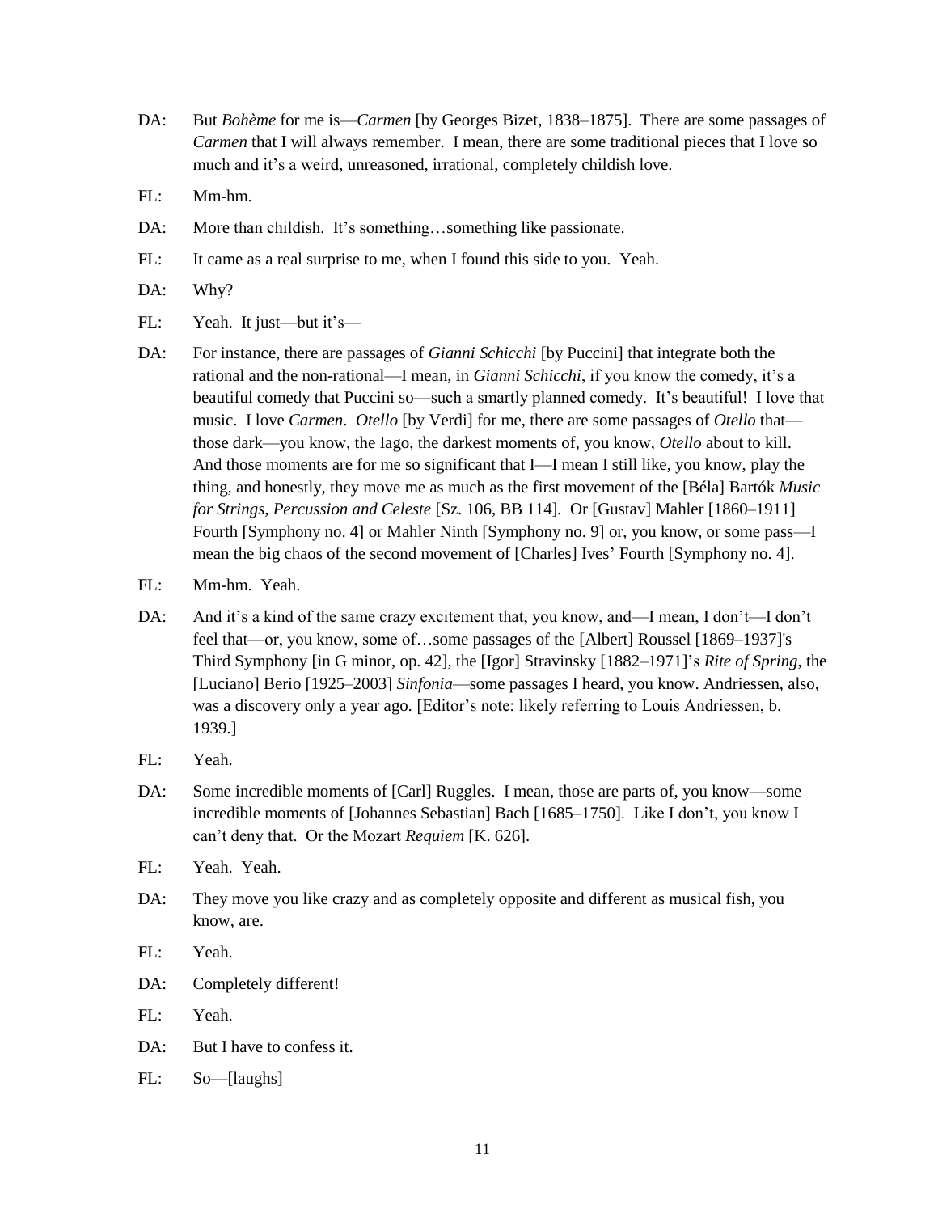DA: But *Bohème* for me is—*Carmen* [by Georges Bizet, 1838–1875]. There are some passages of *Carmen* that I will always remember. I mean, there are some traditional pieces that I love so much and it's a weird, unreasoned, irrational, completely childish love.

FL: Mm-hm.

DA: More than childish. It's something…something like passionate.

FL: It came as a real surprise to me, when I found this side to you. Yeah.

DA: Why?

FL: Yeah. It just—but it's—

DA: For instance, there are passages of *Gianni Schicchi* [by Puccini] that integrate both the rational and the non-rational—I mean, in *Gianni Schicchi*, if you know the comedy, it's a beautiful comedy that Puccini so—such a smartly planned comedy. It's beautiful! I love that music. I love *Carmen*. *Otello* [by Verdi] for me, there are some passages of *Otello* that—those dark—you know, the Iago, the darkest moments of, you know, *Otello* about to kill. And those moments are for me so significant that I—I mean I still like, you know, play the thing, and honestly, they move me as much as the first movement of the [Béla] Bartók *Music for Strings, Percussion and Celeste* [Sz. 106, BB 114]. Or [Gustav] Mahler [1860–1911] Fourth [Symphony no. 4] or Mahler Ninth [Symphony no. 9] or, you know, or some pass—I mean the big chaos of the second movement of [Charles] Ives' Fourth [Symphony no. 4].

FL: Mm-hm. Yeah.

DA: And it's a kind of the same crazy excitement that, you know, and—I mean, I don't—I don't feel that—or, you know, some of…some passages of the [Albert] Roussel [1869–1937]'s Third Symphony [in G minor, op. 42], the [Igor] Stravinsky [1882–1971]'s *Rite of Spring*, the [Luciano] Berio [1925–2003] *Sinfonia*—some passages I heard, you know. Andriessen, also, was a discovery only a year ago. [Editor's note: likely referring to Louis Andriessen, b. 1939.]

FL: Yeah.

DA: Some incredible moments of [Carl] Ruggles. I mean, those are parts of, you know—some incredible moments of [Johannes Sebastian] Bach [1685–1750]. Like I don't, you know I can't deny that. Or the Mozart *Requiem* [K. 626].

FL: Yeah. Yeah.

DA: They move you like crazy and as completely opposite and different as musical fish, you know, are.

FL: Yeah.

DA: Completely different!

FL: Yeah.

DA: But I have to confess it.

FL: So—[laughs]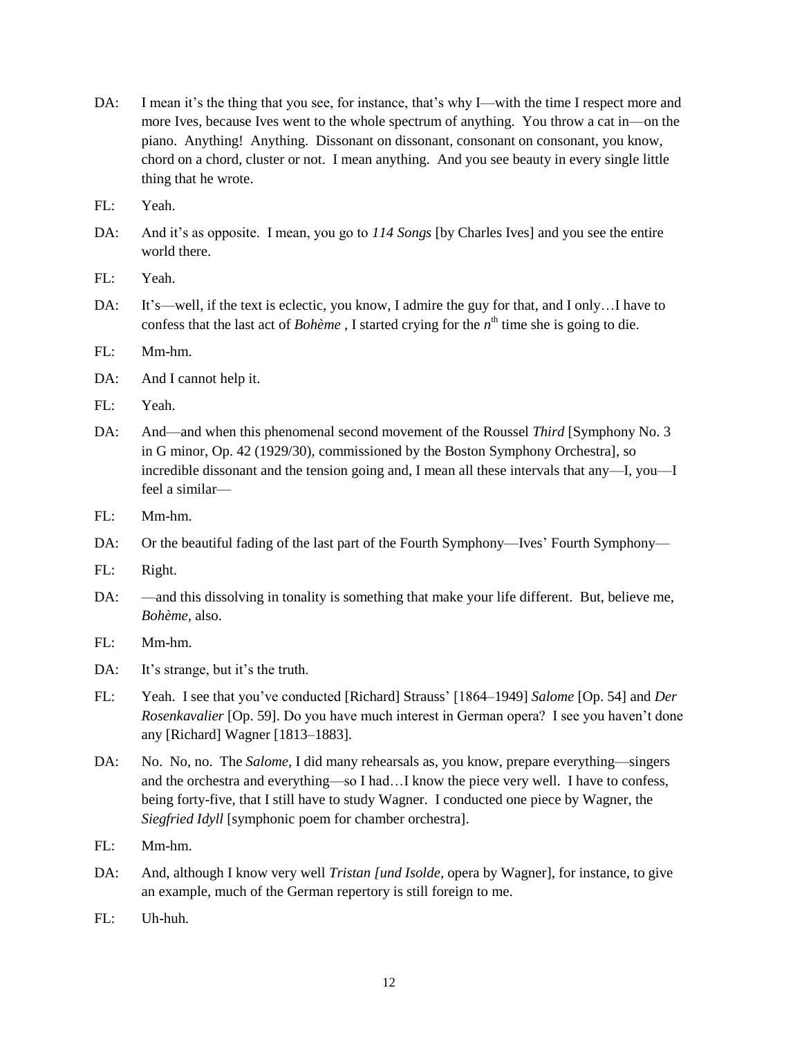DA: I mean it's the thing that you see, for instance, that's why I—with the time I respect more and more Ives, because Ives went to the whole spectrum of anything. You throw a cat in—on the piano. Anything! Anything. Dissonant on dissonant, consonant on consonant, you know, chord on a chord, cluster or not. I mean anything. And you see beauty in every single little thing that he wrote.

FL: Yeah.

DA: And it's as opposite. I mean, you go to *114 Songs* [by Charles Ives] and you see the entire world there.

FL: Yeah.

DA: It's—well, if the text is eclectic, you know, I admire the guy for that, and I only…I have to confess that the last act of *Bohème* , I started crying for the $n^{th}$ time she is going to die.

FL: Mm-hm.

DA: And I cannot help it.

FL: Yeah.

DA: And—and when this phenomenal second movement of the Roussel *Third* [Symphony No. 3 in G minor, Op. 42 (1929/30), commissioned by the Boston Symphony Orchestra], so incredible dissonant and the tension going and, I mean all these intervals that any—I, you—I feel a similar—

FL: Mm-hm.

DA: Or the beautiful fading of the last part of the Fourth Symphony—Ives' Fourth Symphony—

FL: Right.

DA: —and this dissolving in tonality is something that make your life different. But, believe me, *Bohème*, also.

FL: Mm-hm.

DA: It's strange, but it's the truth.

FL: Yeah. I see that you've conducted [Richard] Strauss' [1864–1949] *Salome* [Op. 54] and *Der Rosenkavalier* [Op. 59]. Do you have much interest in German opera? I see you haven't done any [Richard] Wagner [1813–1883].

DA: No. No, no. The *Salome*, I did many rehearsals as, you know, prepare everything—singers and the orchestra and everything—so I had…I know the piece very well. I have to confess, being forty-five, that I still have to study Wagner. I conducted one piece by Wagner, the *Siegfried Idyll* [symphonic poem for chamber orchestra].

FL: Mm-hm.

DA: And, although I know very well *Tristan [und Isolde*, opera by Wagner], for instance, to give an example, much of the German repertory is still foreign to me.

FL: Uh-huh.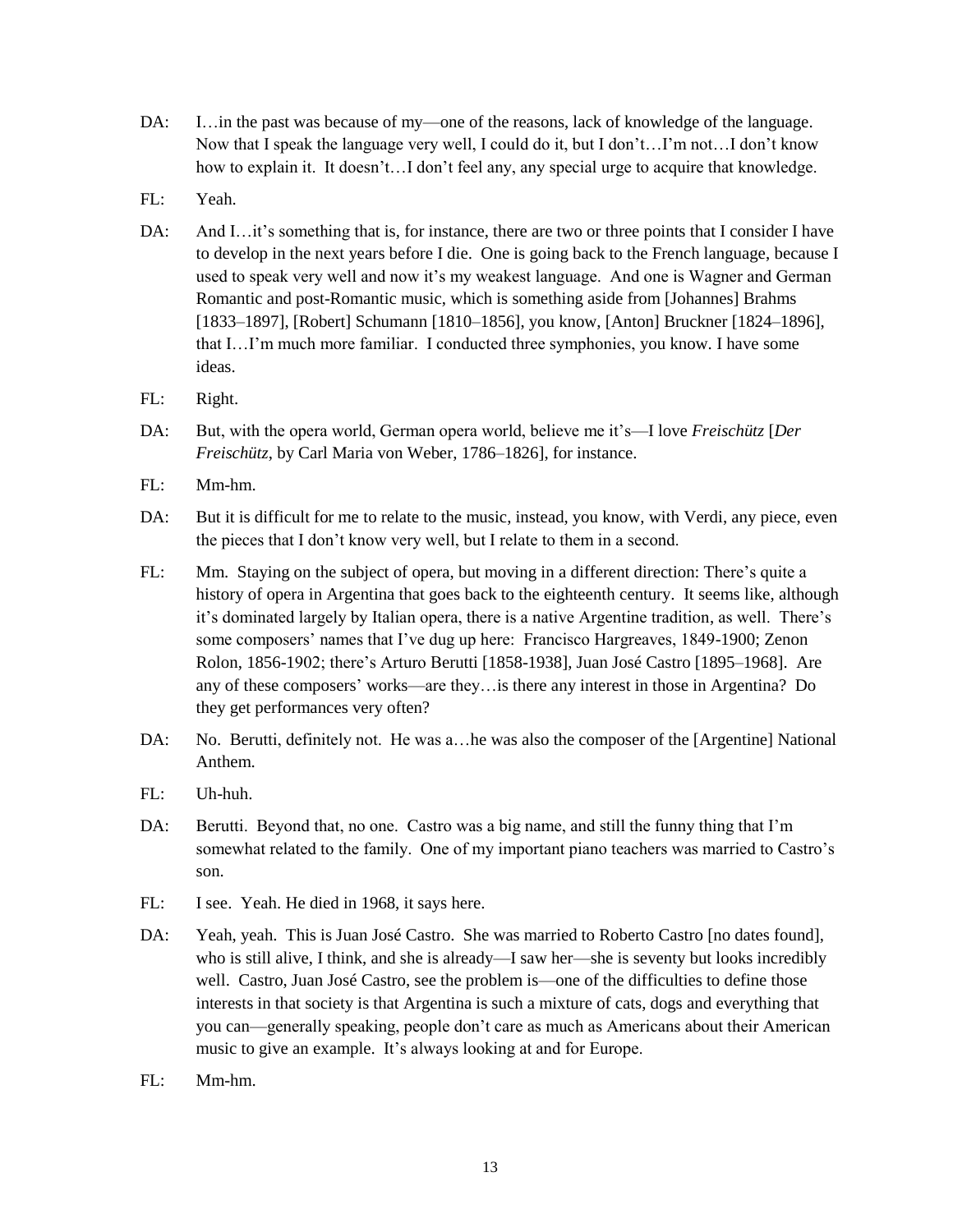DA: I…in the past was because of my—one of the reasons, lack of knowledge of the language. Now that I speak the language very well, I could do it, but I don't…I'm not…I don't know how to explain it. It doesn't…I don't feel any, any special urge to acquire that knowledge.

FL: Yeah.

DA: And I…it's something that is, for instance, there are two or three points that I consider I have to develop in the next years before I die. One is going back to the French language, because I used to speak very well and now it's my weakest language. And one is Wagner and German Romantic and post-Romantic music, which is something aside from [Johannes] Brahms [1833–1897], [Robert] Schumann [1810–1856], you know, [Anton] Bruckner [1824–1896], that I…I'm much more familiar. I conducted three symphonies, you know. I have some ideas.

FL: Right.

DA: But, with the opera world, German opera world, believe me it's—I love *Freischütz* [*Der Freischütz*, by Carl Maria von Weber, 1786–1826], for instance.

FL: Mm-hm.

DA: But it is difficult for me to relate to the music, instead, you know, with Verdi, any piece, even the pieces that I don't know very well, but I relate to them in a second.

FL: Mm. Staying on the subject of opera, but moving in a different direction: There's quite a history of opera in Argentina that goes back to the eighteenth century. It seems like, although it's dominated largely by Italian opera, there is a native Argentine tradition, as well. There's some composers' names that I've dug up here: Francisco Hargreaves, 1849-1900; Zenon Rolon, 1856-1902; there's Arturo Berutti [1858-1938], Juan José Castro [1895–1968]. Are any of these composers' works—are they…is there any interest in those in Argentina? Do they get performances very often?

DA: No. Berutti, definitely not. He was a…he was also the composer of the [Argentine] National Anthem.

FL: Uh-huh.

DA: Berutti. Beyond that, no one. Castro was a big name, and still the funny thing that I'm somewhat related to the family. One of my important piano teachers was married to Castro's son.

FL: I see. Yeah. He died in 1968, it says here.

DA: Yeah, yeah. This is Juan José Castro. She was married to Roberto Castro [no dates found], who is still alive, I think, and she is already—I saw her—she is seventy but looks incredibly well. Castro, Juan José Castro, see the problem is—one of the difficulties to define those interests in that society is that Argentina is such a mixture of cats, dogs and everything that you can—generally speaking, people don't care as much as Americans about their American music to give an example. It's always looking at and for Europe.

FL: Mm-hm.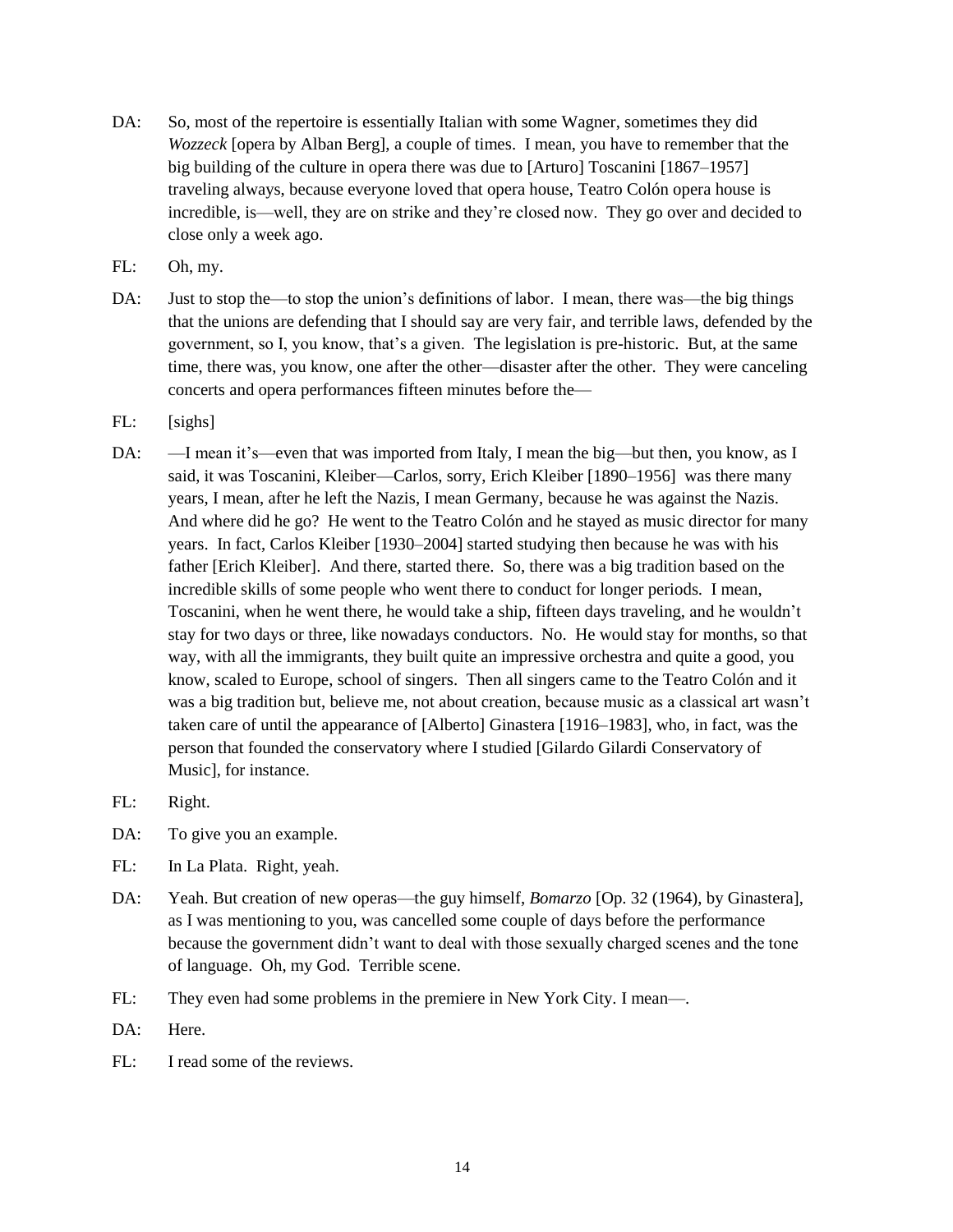DA: So, most of the repertoire is essentially Italian with some Wagner, sometimes they did *Wozzeck* [opera by Alban Berg], a couple of times. I mean, you have to remember that the big building of the culture in opera there was due to [Arturo] Toscanini [1867–1957] traveling always, because everyone loved that opera house, Teatro Colón opera house is incredible, is—well, they are on strike and they're closed now. They go over and decided to close only a week ago.

FL: Oh, my.

DA: Just to stop the—to stop the union's definitions of labor. I mean, there was—the big things that the unions are defending that I should say are very fair, and terrible laws, defended by the government, so I, you know, that's a given. The legislation is pre-historic. But, at the same time, there was, you know, one after the other—disaster after the other. They were canceling concerts and opera performances fifteen minutes before the—

FL: [sighs]

DA: —I mean it's—even that was imported from Italy, I mean the big—but then, you know, as I said, it was Toscanini, Kleiber—Carlos, sorry, Erich Kleiber [1890–1956] was there many years, I mean, after he left the Nazis, I mean Germany, because he was against the Nazis. And where did he go? He went to the Teatro Colón and he stayed as music director for many years. In fact, Carlos Kleiber [1930–2004] started studying then because he was with his father [Erich Kleiber]. And there, started there. So, there was a big tradition based on the incredible skills of some people who went there to conduct for longer periods. I mean, Toscanini, when he went there, he would take a ship, fifteen days traveling, and he wouldn't stay for two days or three, like nowadays conductors. No. He would stay for months, so that way, with all the immigrants, they built quite an impressive orchestra and quite a good, you know, scaled to Europe, school of singers. Then all singers came to the Teatro Colón and it was a big tradition but, believe me, not about creation, because music as a classical art wasn't taken care of until the appearance of [Alberto] Ginastera [1916–1983], who, in fact, was the person that founded the conservatory where I studied [Gilardo Gilardi Conservatory of Music], for instance.

FL: Right.

DA: To give you an example.

FL: In La Plata. Right, yeah.

DA: Yeah. But creation of new operas—the guy himself, *Bomarzo* [Op. 32 (1964), by Ginastera], as I was mentioning to you, was cancelled some couple of days before the performance because the government didn't want to deal with those sexually charged scenes and the tone of language. Oh, my God. Terrible scene.

FL: They even had some problems in the premiere in New York City. I mean—.

DA: Here.

FL: I read some of the reviews.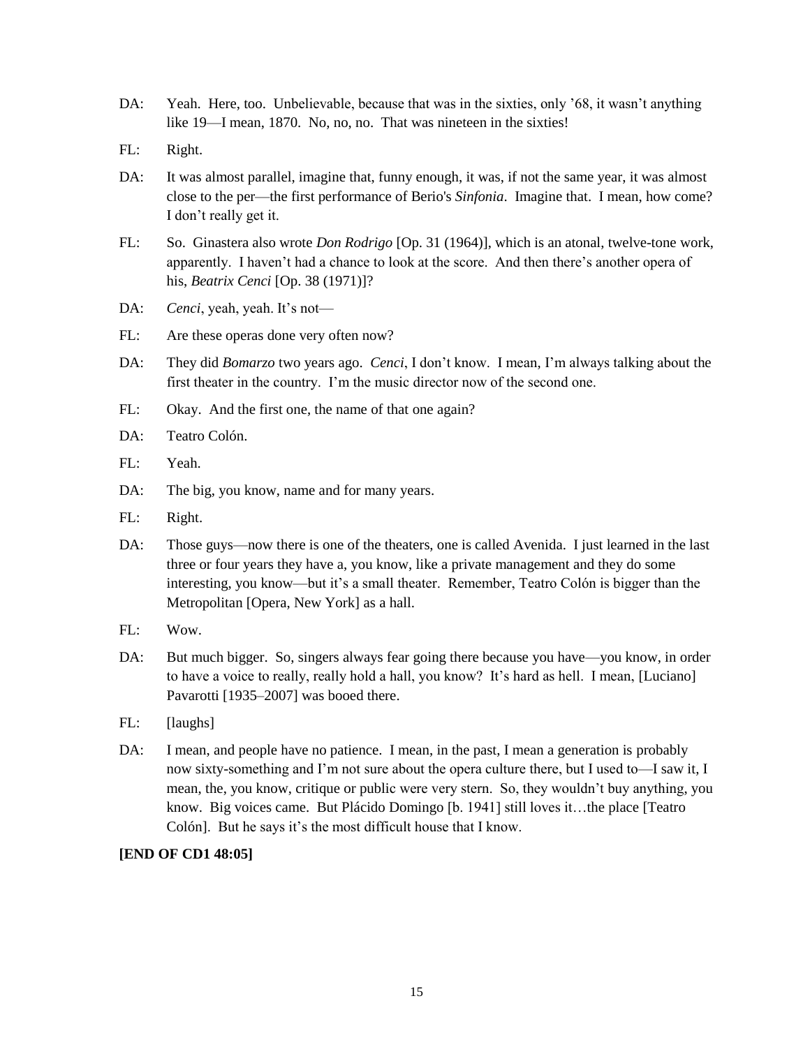DA: Yeah. Here, too. Unbelievable, because that was in the sixties, only '68, it wasn't anything like 19—I mean, 1870. No, no, no. That was nineteen in the sixties!

FL: Right.

DA: It was almost parallel, imagine that, funny enough, it was, if not the same year, it was almost close to the per—the first performance of Berio's *Sinfonia*. Imagine that. I mean, how come? I don't really get it.

FL: So. Ginastera also wrote *Don Rodrigo* [Op. 31 (1964)], which is an atonal, twelve-tone work, apparently. I haven't had a chance to look at the score. And then there's another opera of his, *Beatrix Cenci* [Op. 38 (1971)]?

DA: *Cenci*, yeah, yeah. It's not—

FL: Are these operas done very often now?

DA: They did *Bomarzo* two years ago. *Cenci*, I don't know. I mean, I'm always talking about the first theater in the country. I'm the music director now of the second one.

FL: Okay. And the first one, the name of that one again?

DA: Teatro Colón.

FL: Yeah.

DA: The big, you know, name and for many years.

FL: Right.

DA: Those guys—now there is one of the theaters, one is called Avenida. I just learned in the last three or four years they have a, you know, like a private management and they do some interesting, you know—but it's a small theater. Remember, Teatro Colón is bigger than the Metropolitan [Opera, New York] as a hall.

FL: Wow.

DA: But much bigger. So, singers always fear going there because you have—you know, in order to have a voice to really, really hold a hall, you know? It's hard as hell. I mean, [Luciano] Pavarotti [1935–2007] was booed there.

FL: [laughs]

DA: I mean, and people have no patience. I mean, in the past, I mean a generation is probably now sixty-something and I'm not sure about the opera culture there, but I used to—I saw it, I mean, the, you know, critique or public were very stern. So, they wouldn't buy anything, you know. Big voices came. But Plácido Domingo [b. 1941] still loves it…the place [Teatro Colón]. But he says it's the most difficult house that I know.

**[END OF CD1 48:05]**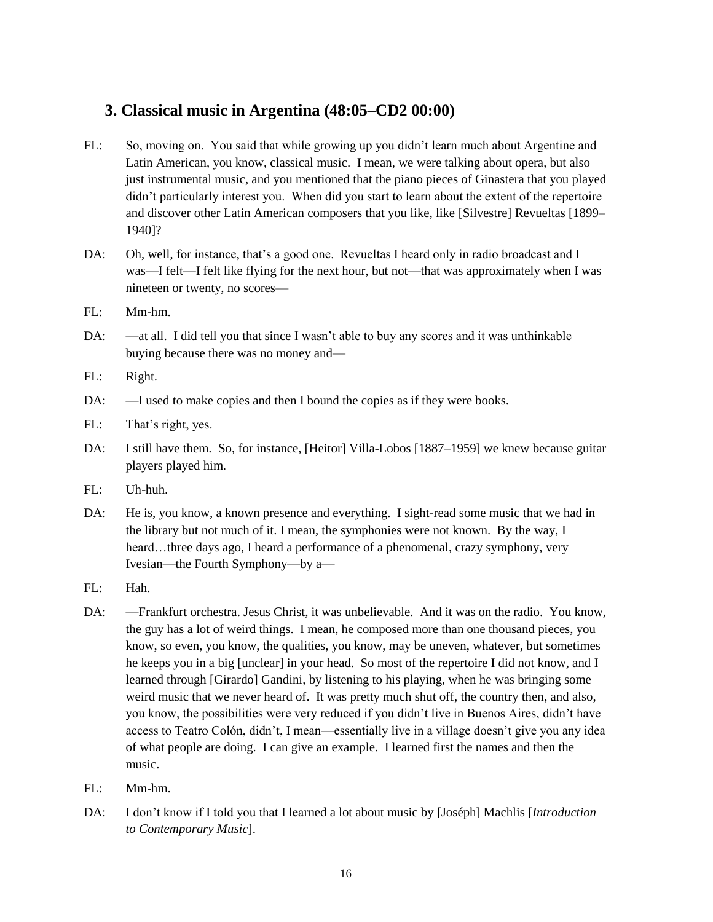## 3. Classical music in Argentina (48:05–CD2 00:00)

FL: So, moving on. You said that while growing up you didn't learn much about Argentine and Latin American, you know, classical music. I mean, we were talking about opera, but also just instrumental music, and you mentioned that the piano pieces of Ginastera that you played didn't particularly interest you. When did you start to learn about the extent of the repertoire and discover other Latin American composers that you like, like [Silvestre] Revueltas [1899–1940]?

DA: Oh, well, for instance, that's a good one. Revueltas I heard only in radio broadcast and I was—I felt—I felt like flying for the next hour, but not—that was approximately when I was nineteen or twenty, no scores—

FL: Mm-hm.

DA: —at all. I did tell you that since I wasn't able to buy any scores and it was unthinkable buying because there was no money and—

FL: Right.

DA: —I used to make copies and then I bound the copies as if they were books.

FL: That's right, yes.

DA: I still have them. So, for instance, [Heitor] Villa-Lobos [1887–1959] we knew because guitar players played him.

FL: Uh-huh.

DA: He is, you know, a known presence and everything. I sight-read some music that we had in the library but not much of it. I mean, the symphonies were not known. By the way, I heard…three days ago, I heard a performance of a phenomenal, crazy symphony, very Ivesian—the Fourth Symphony—by a—

FL: Hah.

DA: —Frankfurt orchestra. Jesus Christ, it was unbelievable. And it was on the radio. You know, the guy has a lot of weird things. I mean, he composed more than one thousand pieces, you know, so even, you know, the qualities, you know, may be uneven, whatever, but sometimes he keeps you in a big [unclear] in your head. So most of the repertoire I did not know, and I learned through [Girardo] Gandini, by listening to his playing, when he was bringing some weird music that we never heard of. It was pretty much shut off, the country then, and also, you know, the possibilities were very reduced if you didn't live in Buenos Aires, didn't have access to Teatro Colón, didn't, I mean—essentially live in a village doesn't give you any idea of what people are doing. I can give an example. I learned first the names and then the music.

FL: Mm-hm.

DA: I don't know if I told you that I learned a lot about music by [Joséph] Machlis [*Introduction to Contemporary Music*].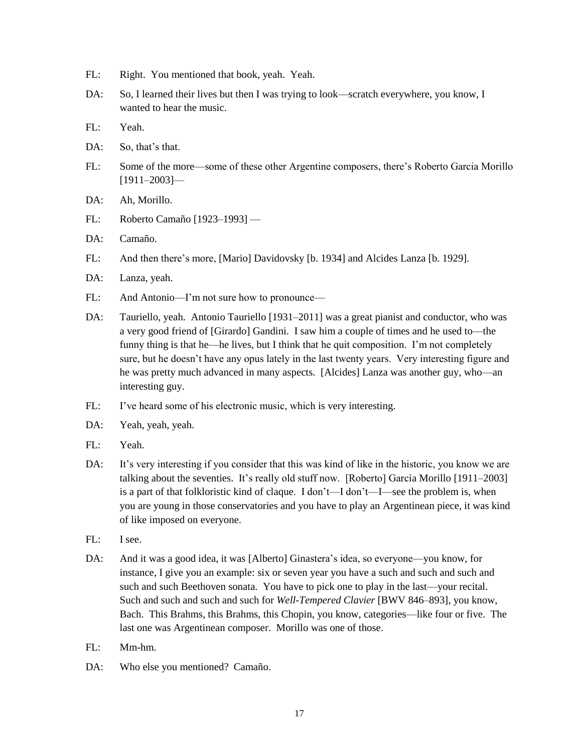FL: Right. You mentioned that book, yeah. Yeah.

DA: So, I learned their lives but then I was trying to look—scratch everywhere, you know, I wanted to hear the music.

FL: Yeah.

DA: So, that's that.

FL: Some of the more—some of these other Argentine composers, there's Roberto Garcia Morillo [1911–2003]—

DA: Ah, Morillo.

FL: Roberto Camaño [1923–1993] —

DA: Camaño.

FL: And then there's more, [Mario] Davidovsky [b. 1934] and Alcides Lanza [b. 1929].

DA: Lanza, yeah.

FL: And Antonio—I'm not sure how to pronounce—

DA: Tauriello, yeah. Antonio Tauriello [1931–2011] was a great pianist and conductor, who was a very good friend of [Girardo] Gandini. I saw him a couple of times and he used to—the funny thing is that he—he lives, but I think that he quit composition. I'm not completely sure, but he doesn't have any opus lately in the last twenty years. Very interesting figure and he was pretty much advanced in many aspects. [Alcides] Lanza was another guy, who—an interesting guy.

FL: I've heard some of his electronic music, which is very interesting.

DA: Yeah, yeah, yeah.

FL: Yeah.

DA: It's very interesting if you consider that this was kind of like in the historic, you know we are talking about the seventies. It's really old stuff now. [Roberto] García Morillo [1911–2003] is a part of that folkloristic kind of claque. I don't—I don't—I—see the problem is, when you are young in those conservatories and you have to play an Argentinean piece, it was kind of like imposed on everyone.

FL: I see.

DA: And it was a good idea, it was [Alberto] Ginastera's idea, so everyone—you know, for instance, I give you an example: six or seven year you have a such and such and such and such and such Beethoven sonata. You have to pick one to play in the last—your recital. Such and such and such and such for *Well-Tempered Clavier* [BWV 846–893], you know, Bach. This Brahms, this Brahms, this Chopin, you know, categories—like four or five. The last one was Argentinean composer. Morillo was one of those.

FL: Mm-hm.

DA: Who else you mentioned? Camaño.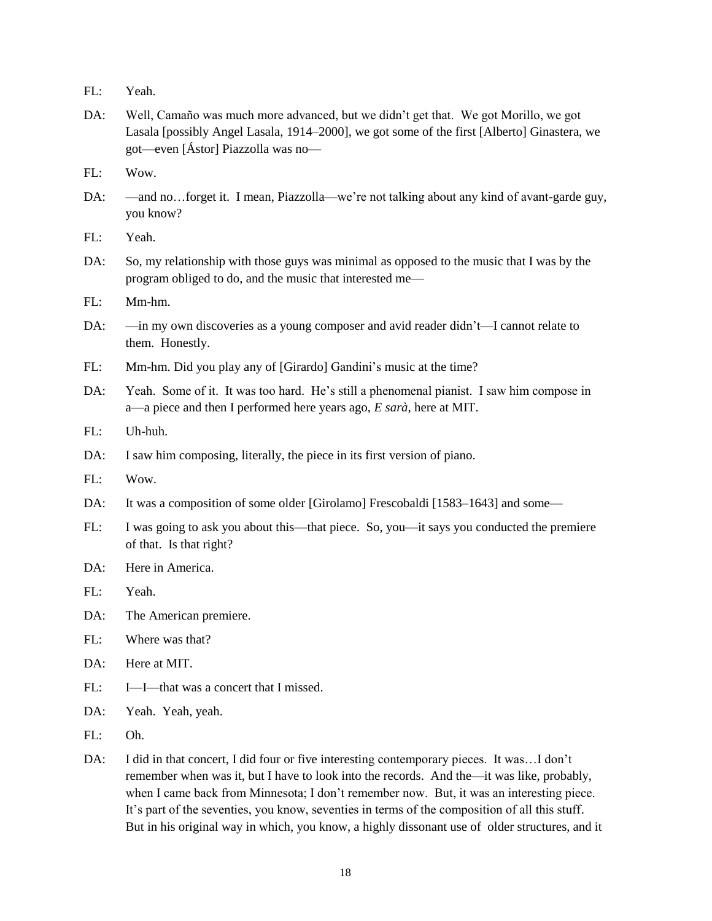FL: Yeah.

DA: Well, Camaño was much more advanced, but we didn't get that. We got Morillo, we got Lasala [possibly Angel Lasala, 1914–2000], we got some of the first [Alberto] Ginastera, we got—even [Ástor] Piazzolla was no—

FL: Wow.

DA: —and no…forget it. I mean, Piazzolla—we're not talking about any kind of avant-garde guy, you know?

FL: Yeah.

DA: So, my relationship with those guys was minimal as opposed to the music that I was by the program obliged to do, and the music that interested me—

FL: Mm-hm.

DA: —in my own discoveries as a young composer and avid reader didn't—I cannot relate to them. Honestly.

FL: Mm-hm. Did you play any of [Girardo] Gandini's music at the time?

DA: Yeah. Some of it. It was too hard. He's still a phenomenal pianist. I saw him compose in a—a piece and then I performed here years ago, *E sarà*, here at MIT.

FL: Uh-huh.

DA: I saw him composing, literally, the piece in its first version of piano.

FL: Wow.

DA: It was a composition of some older [Girolamo] Frescobaldi [1583–1643] and some—

FL: I was going to ask you about this—that piece. So, you—it says you conducted the premiere of that. Is that right?

DA: Here in America.

FL: Yeah.

DA: The American premiere.

FL: Where was that?

DA: Here at MIT.

FL: I—I—that was a concert that I missed.

DA: Yeah. Yeah, yeah.

FL: Oh.

DA: I did in that concert, I did four or five interesting contemporary pieces. It was…I don't remember when was it, but I have to look into the records. And the—it was like, probably, when I came back from Minnesota; I don't remember now. But, it was an interesting piece. It's part of the seventies, you know, seventies in terms of the composition of all this stuff. But in his original way in which, you know, a highly dissonant use of older structures, and it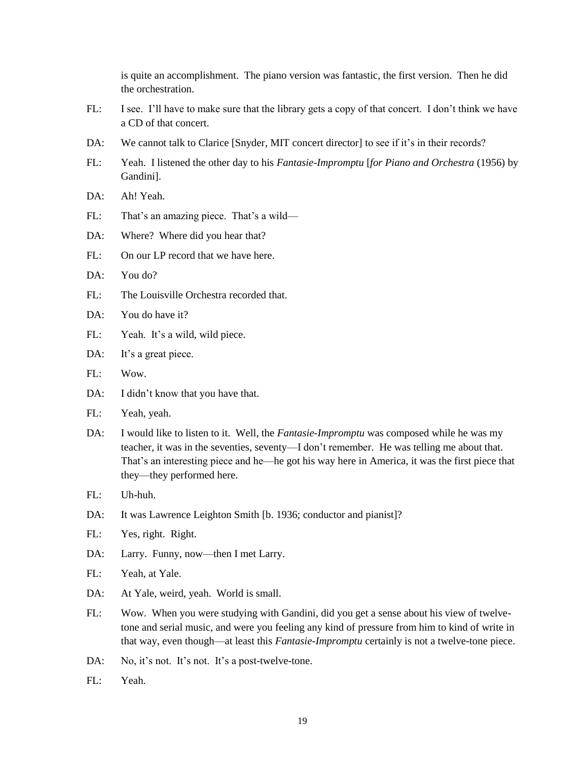is quite an accomplishment. The piano version was fantastic, the first version. Then he did the orchestration.

FL: I see. I'll have to make sure that the library gets a copy of that concert. I don't think we have a CD of that concert.

DA: We cannot talk to Clarice [Snyder, MIT concert director] to see if it's in their records?

FL: Yeah. I listened the other day to his *Fantasie-Impromptu* [*for Piano and Orchestra* (1956) by Gandini].

DA: Ah! Yeah.

FL: That's an amazing piece. That's a wild—

DA: Where? Where did you hear that?

FL: On our LP record that we have here.

DA: You do?

FL: The Louisville Orchestra recorded that.

DA: You do have it?

FL: Yeah. It's a wild, wild piece.

DA: It's a great piece.

FL: Wow.

DA: I didn't know that you have that.

FL: Yeah, yeah.

DA: I would like to listen to it. Well, the *Fantasie-Impromptu* was composed while he was my teacher, it was in the seventies, seventy—I don't remember. He was telling me about that. That's an interesting piece and he—he got his way here in America, it was the first piece that they—they performed here.

FL: Uh-huh.

DA: It was Lawrence Leighton Smith [b. 1936; conductor and pianist]?

FL: Yes, right. Right.

DA: Larry. Funny, now—then I met Larry.

FL: Yeah, at Yale.

DA: At Yale, weird, yeah. World is small.

FL: Wow. When you were studying with Gandini, did you get a sense about his view of twelve-tone and serial music, and were you feeling any kind of pressure from him to kind of write in that way, even though—at least this *Fantasie-Impromptu* certainly is not a twelve-tone piece.

DA: No, it's not. It's not. It's a post-twelve-tone.

FL: Yeah.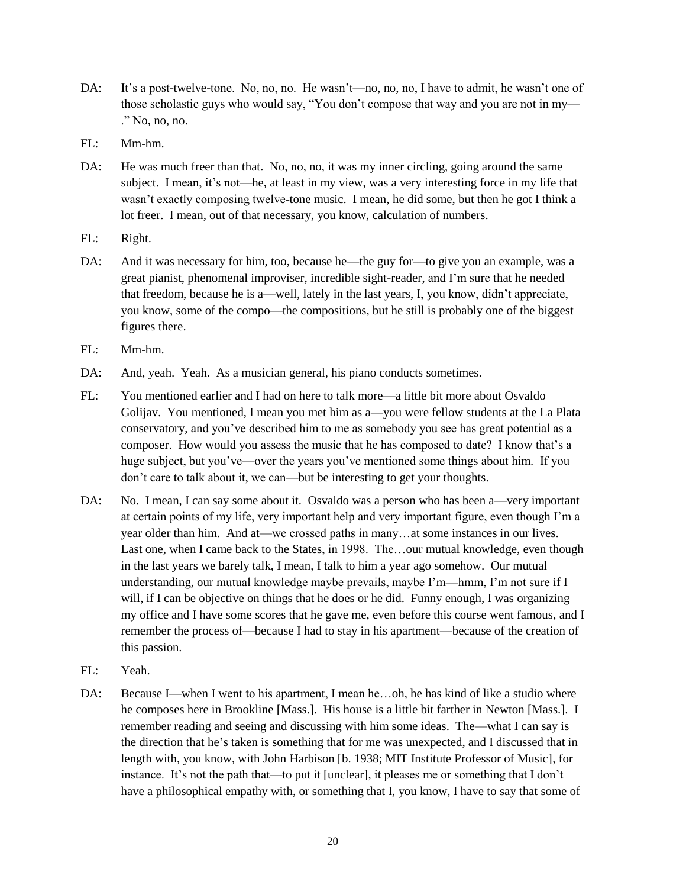DA: It's a post-twelve-tone. No, no, no. He wasn't—no, no, no, I have to admit, he wasn't one of those scholastic guys who would say, "You don't compose that way and you are not in my—." No, no, no.

FL: Mm-hm.

DA: He was much freer than that. No, no, no, it was my inner circling, going around the same subject. I mean, it's not—he, at least in my view, was a very interesting force in my life that wasn't exactly composing twelve-tone music. I mean, he did some, but then he got I think a lot freer. I mean, out of that necessary, you know, calculation of numbers.

FL: Right.

DA: And it was necessary for him, too, because he—the guy for—to give you an example, was a great pianist, phenomenal improviser, incredible sight-reader, and I'm sure that he needed that freedom, because he is a—well, lately in the last years, I, you know, didn't appreciate, you know, some of the compo—the compositions, but he still is probably one of the biggest figures there.

FL: Mm-hm.

DA: And, yeah. Yeah. As a musician general, his piano conducts sometimes.

FL: You mentioned earlier and I had on here to talk more—a little bit more about Osvaldo Golijav. You mentioned, I mean you met him as a—you were fellow students at the La Plata conservatory, and you've described him to me as somebody you see has great potential as a composer. How would you assess the music that he has composed to date? I know that's a huge subject, but you've—over the years you've mentioned some things about him. If you don't care to talk about it, we can—but be interesting to get your thoughts.

DA: No. I mean, I can say some about it. Osvaldo was a person who has been a—very important at certain points of my life, very important help and very important figure, even though I'm a year older than him. And at—we crossed paths in many…at some instances in our lives. Last one, when I came back to the States, in 1998. The…our mutual knowledge, even though in the last years we barely talk, I mean, I talk to him a year ago somehow. Our mutual understanding, our mutual knowledge maybe prevails, maybe I'm—hmm, I'm not sure if I will, if I can be objective on things that he does or he did. Funny enough, I was organizing my office and I have some scores that he gave me, even before this course went famous, and I remember the process of—because I had to stay in his apartment—because of the creation of this passion.

FL: Yeah.

DA: Because I—when I went to his apartment, I mean he…oh, he has kind of like a studio where he composes here in Brookline [Mass.]. His house is a little bit farther in Newton [Mass.]. I remember reading and seeing and discussing with him some ideas. The—what I can say is the direction that he's taken is something that for me was unexpected, and I discussed that in length with, you know, with John Harbison [b. 1938; MIT Institute Professor of Music], for instance. It's not the path that—to put it [unclear], it pleases me or something that I don't have a philosophical empathy with, or something that I, you know, I have to say that some of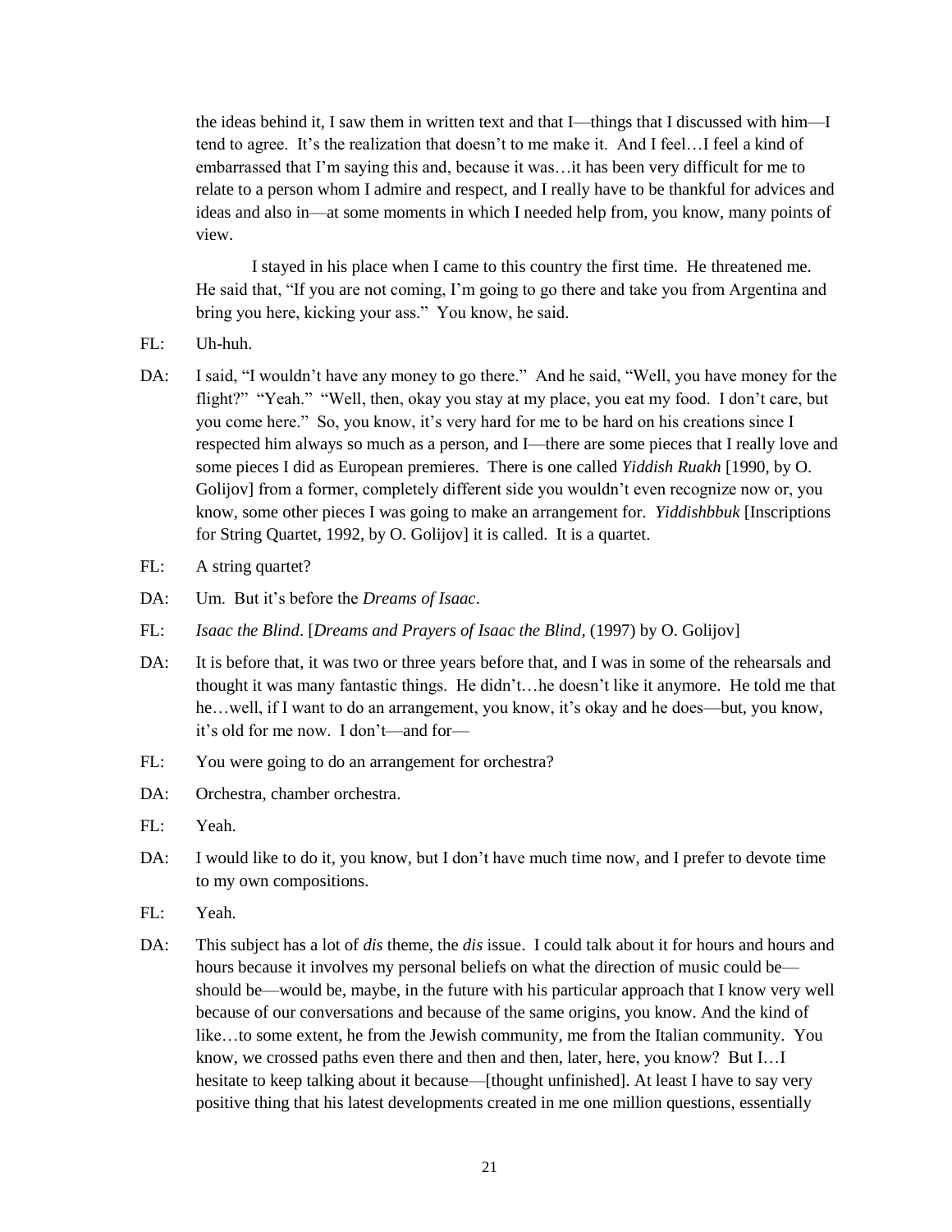the ideas behind it, I saw them in written text and that I—things that I discussed with him—I tend to agree. It's the realization that doesn't to me make it. And I feel…I feel a kind of embarrassed that I'm saying this and, because it was…it has been very difficult for me to relate to a person whom I admire and respect, and I really have to be thankful for advices and ideas and also in—at some moments in which I needed help from, you know, many points of view.

I stayed in his place when I came to this country the first time. He threatened me. He said that, "If you are not coming, I'm going to go there and take you from Argentina and bring you here, kicking your ass." You know, he said.

FL: Uh-huh.

DA: I said, "I wouldn't have any money to go there." And he said, "Well, you have money for the flight?" "Yeah." "Well, then, okay you stay at my place, you eat my food. I don't care, but you come here." So, you know, it's very hard for me to be hard on his creations since I respected him always so much as a person, and I—there are some pieces that I really love and some pieces I did as European premieres. There is one called *Yiddish Ruakh* [1990, by O. Golijov] from a former, completely different side you wouldn't even recognize now or, you know, some other pieces I was going to make an arrangement for. *Yiddishbbuk* [Inscriptions for String Quartet, 1992, by O. Golijov] it is called. It is a quartet.

FL: A string quartet?

DA: Um. But it's before the *Dreams of Isaac*.

FL: *Isaac the Blind*. [*Dreams and Prayers of Isaac the Blind*, (1997) by O. Golijov]

DA: It is before that, it was two or three years before that, and I was in some of the rehearsals and thought it was many fantastic things. He didn't…he doesn't like it anymore. He told me that he…well, if I want to do an arrangement, you know, it's okay and he does—but, you know, it's old for me now. I don't—and for—

FL: You were going to do an arrangement for orchestra?

DA: Orchestra, chamber orchestra.

FL: Yeah.

DA: I would like to do it, you know, but I don't have much time now, and I prefer to devote time to my own compositions.

FL: Yeah.

DA: This subject has a lot of *dis* theme, the *dis* issue. I could talk about it for hours and hours and hours because it involves my personal beliefs on what the direction of music could be—should be—would be, maybe, in the future with his particular approach that I know very well because of our conversations and because of the same origins, you know. And the kind of like…to some extent, he from the Jewish community, me from the Italian community. You know, we crossed paths even there and then and then, later, here, you know? But I…I hesitate to keep talking about it because—[thought unfinished]. At least I have to say very positive thing that his latest developments created in me one million questions, essentially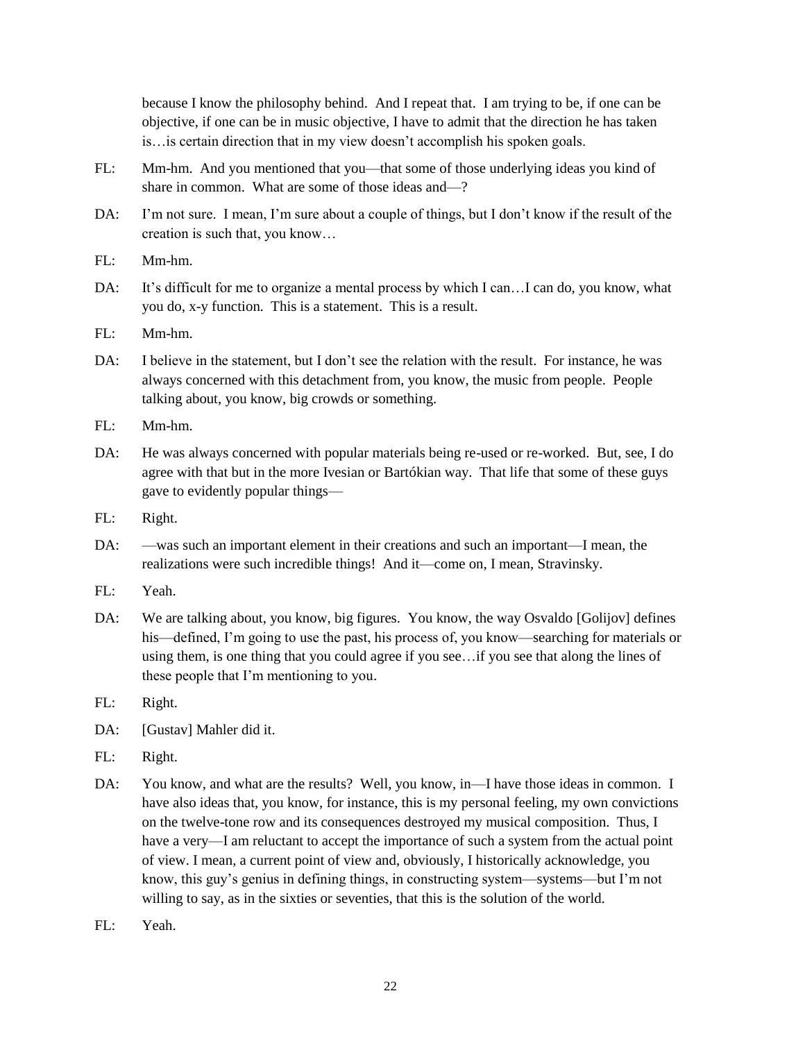because I know the philosophy behind. And I repeat that. I am trying to be, if one can be objective, if one can be in music objective, I have to admit that the direction he has taken is…is certain direction that in my view doesn't accomplish his spoken goals.

FL: Mm-hm. And you mentioned that you—that some of those underlying ideas you kind of share in common. What are some of those ideas and—?

DA: I'm not sure. I mean, I'm sure about a couple of things, but I don't know if the result of the creation is such that, you know…

FL: Mm-hm.

DA: It's difficult for me to organize a mental process by which I can…I can do, you know, what you do, x-y function. This is a statement. This is a result.

FL: Mm-hm.

DA: I believe in the statement, but I don't see the relation with the result. For instance, he was always concerned with this detachment from, you know, the music from people. People talking about, you know, big crowds or something.

FL: Mm-hm.

DA: He was always concerned with popular materials being re-used or re-worked. But, see, I do agree with that but in the more Ivesian or Bartókian way. That life that some of these guys gave to evidently popular things—

FL: Right.

DA: —was such an important element in their creations and such an important—I mean, the realizations were such incredible things! And it—come on, I mean, Stravinsky.

FL: Yeah.

DA: We are talking about, you know, big figures. You know, the way Osvaldo [Golijov] defines his—defined, I'm going to use the past, his process of, you know—searching for materials or using them, is one thing that you could agree if you see…if you see that along the lines of these people that I'm mentioning to you.

FL: Right.

DA: [Gustav] Mahler did it.

FL: Right.

DA: You know, and what are the results? Well, you know, in—I have those ideas in common. I have also ideas that, you know, for instance, this is my personal feeling, my own convictions on the twelve-tone row and its consequences destroyed my musical composition. Thus, I have a very—I am reluctant to accept the importance of such a system from the actual point of view. I mean, a current point of view and, obviously, I historically acknowledge, you know, this guy's genius in defining things, in constructing system—systems—but I'm not willing to say, as in the sixties or seventies, that this is the solution of the world.

FL: Yeah.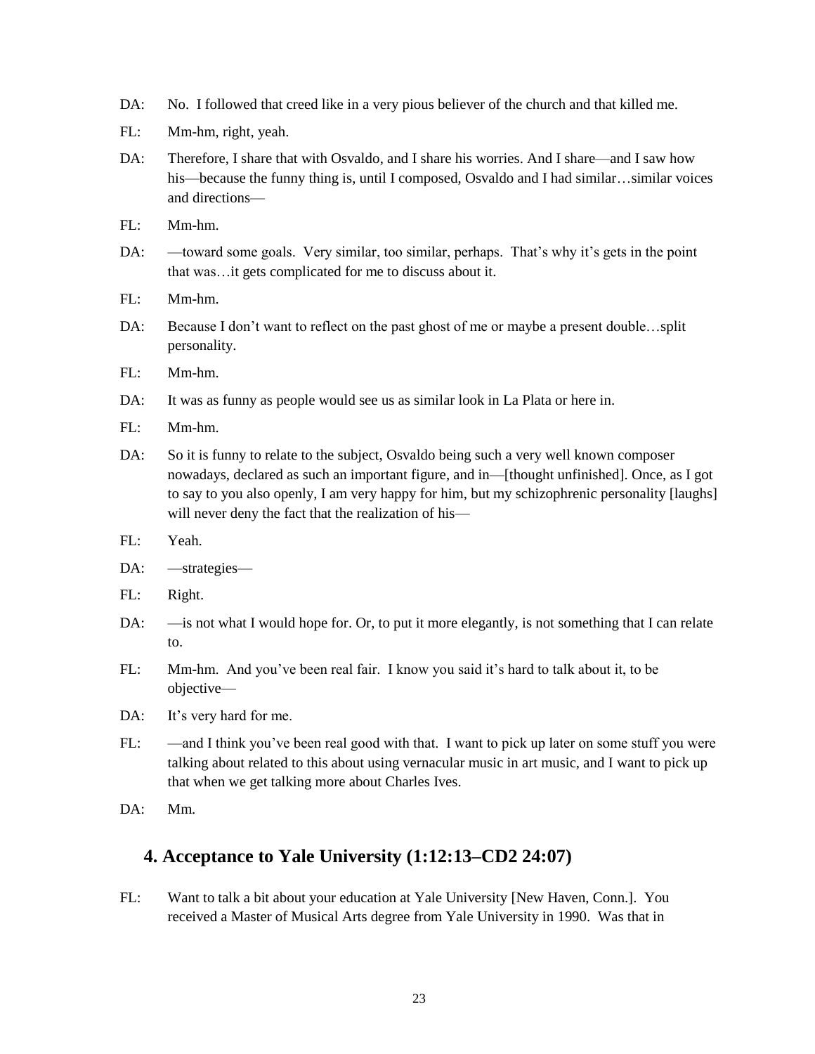DA: No. I followed that creed like in a very pious believer of the church and that killed me.

FL: Mm-hm, right, yeah.

DA: Therefore, I share that with Osvaldo, and I share his worries. And I share—and I saw how his—because the funny thing is, until I composed, Osvaldo and I had similar…similar voices and directions—

FL: Mm-hm.

DA: —toward some goals. Very similar, too similar, perhaps. That's why it's gets in the point that was…it gets complicated for me to discuss about it.

FL: Mm-hm.

DA: Because I don't want to reflect on the past ghost of me or maybe a present double…split personality.

FL: Mm-hm.

DA: It was as funny as people would see us as similar look in La Plata or here in.

FL: Mm-hm.

DA: So it is funny to relate to the subject, Osvaldo being such a very well known composer nowadays, declared as such an important figure, and in—[thought unfinished]. Once, as I got to say to you also openly, I am very happy for him, but my schizophrenic personality [laughs] will never deny the fact that the realization of his—

FL: Yeah.

DA: —strategies—

FL: Right.

DA: —is not what I would hope for. Or, to put it more elegantly, is not something that I can relate to.

FL: Mm-hm. And you've been real fair. I know you said it's hard to talk about it, to be objective—

DA: It's very hard for me.

FL: —and I think you've been real good with that. I want to pick up later on some stuff you were talking about related to this about using vernacular music in art music, and I want to pick up that when we get talking more about Charles Ives.

DA: Mm.

## 4. Acceptance to Yale University (1:12:13–CD2 24:07)

FL: Want to talk a bit about your education at Yale University [New Haven, Conn.]. You received a Master of Musical Arts degree from Yale University in 1990. Was that in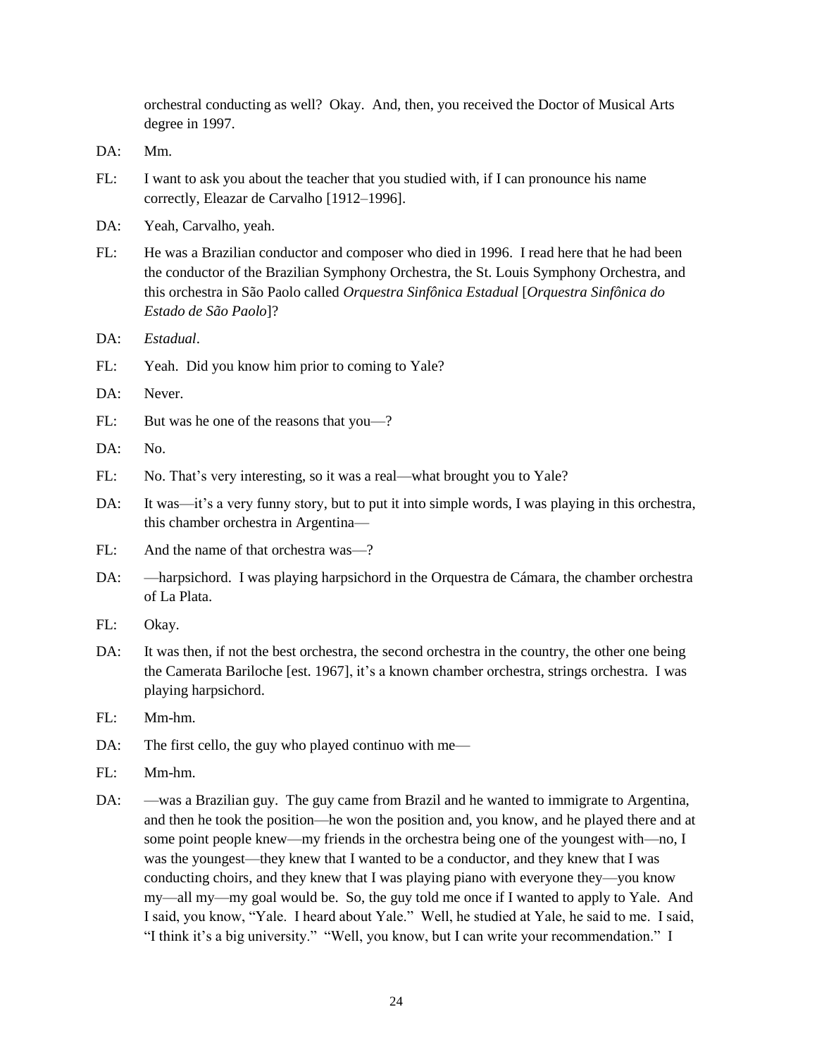orchestral conducting as well? Okay. And, then, you received the Doctor of Musical Arts degree in 1997.

DA: Mm.

FL: I want to ask you about the teacher that you studied with, if I can pronounce his name correctly, Eleazar de Carvalho [1912–1996].

DA: Yeah, Carvalho, yeah.

FL: He was a Brazilian conductor and composer who died in 1996. I read here that he had been the conductor of the Brazilian Symphony Orchestra, the St. Louis Symphony Orchestra, and this orchestra in São Paolo called *Orquestra Sinfônica Estadual* [*Orquestra Sinfônica do Estado de São Paolo*]?

DA: *Estadual*.

FL: Yeah. Did you know him prior to coming to Yale?

DA: Never.

FL: But was he one of the reasons that you—?

DA: No.

FL: No. That's very interesting, so it was a real—what brought you to Yale?

DA: It was—it's a very funny story, but to put it into simple words, I was playing in this orchestra, this chamber orchestra in Argentina—

FL: And the name of that orchestra was—?

DA: —harpsichord. I was playing harpsichord in the Orquestra de Cámara, the chamber orchestra of La Plata.

FL: Okay.

DA: It was then, if not the best orchestra, the second orchestra in the country, the other one being the Camerata Bariloche [est. 1967], it's a known chamber orchestra, strings orchestra. I was playing harpsichord.

FL: Mm-hm.

DA: The first cello, the guy who played continuo with me—

FL: Mm-hm.

DA: —was a Brazilian guy. The guy came from Brazil and he wanted to immigrate to Argentina, and then he took the position—he won the position and, you know, and he played there and at some point people knew—my friends in the orchestra being one of the youngest with—no, I was the youngest—they knew that I wanted to be a conductor, and they knew that I was conducting choirs, and they knew that I was playing piano with everyone they—you know my—all my—my goal would be. So, the guy told me once if I wanted to apply to Yale. And I said, you know, "Yale. I heard about Yale." Well, he studied at Yale, he said to me. I said, "I think it's a big university." "Well, you know, but I can write your recommendation." I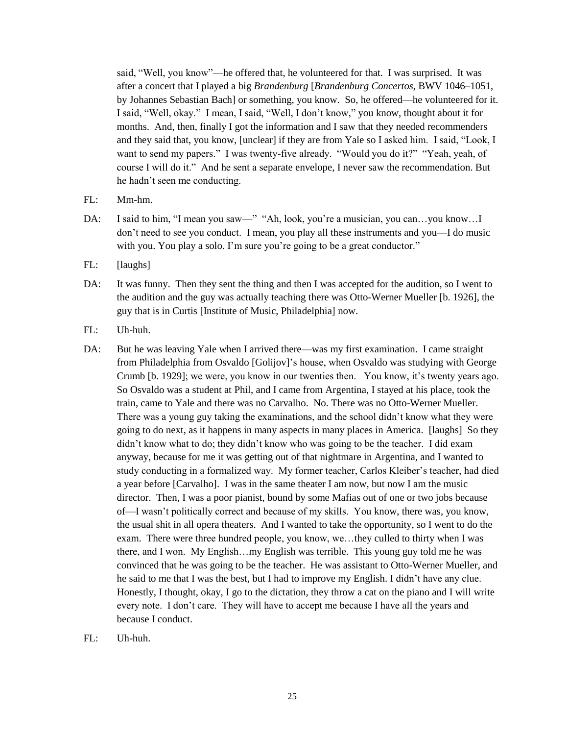said, "Well, you know"—he offered that, he volunteered for that. I was surprised. It was after a concert that I played a big *Brandenburg* [*Brandenburg Concertos*, BWV 1046–1051, by Johannes Sebastian Bach] or something, you know. So, he offered—he volunteered for it. I said, "Well, okay." I mean, I said, "Well, I don't know," you know, thought about it for months. And, then, finally I got the information and I saw that they needed recommenders and they said that, you know, [unclear] if they are from Yale so I asked him. I said, "Look, I want to send my papers." I was twenty-five already. "Would you do it?" "Yeah, yeah, of course I will do it." And he sent a separate envelope, I never saw the recommendation. But he hadn't seen me conducting.

FL: Mm-hm.

DA: I said to him, "I mean you saw—" "Ah, look, you're a musician, you can…you know…I don't need to see you conduct. I mean, you play all these instruments and you—I do music with you. You play a solo. I'm sure you're going to be a great conductor."

FL: [laughs]

DA: It was funny. Then they sent the thing and then I was accepted for the audition, so I went to the audition and the guy was actually teaching there was Otto-Werner Mueller [b. 1926], the guy that is in Curtis [Institute of Music, Philadelphia] now.

FL: Uh-huh.

DA: But he was leaving Yale when I arrived there—was my first examination. I came straight from Philadelphia from Osvaldo [Golijov]'s house, when Osvaldo was studying with George Crumb [b. 1929]; we were, you know in our twenties then. You know, it's twenty years ago. So Osvaldo was a student at Phil, and I came from Argentina, I stayed at his place, took the train, came to Yale and there was no Carvalho. No. There was no Otto-Werner Mueller. There was a young guy taking the examinations, and the school didn't know what they were going to do next, as it happens in many aspects in many places in America. [laughs] So they didn't know what to do; they didn't know who was going to be the teacher. I did exam anyway, because for me it was getting out of that nightmare in Argentina, and I wanted to study conducting in a formalized way. My former teacher, Carlos Kleiber's teacher, had died a year before [Carvalho]. I was in the same theater I am now, but now I am the music director. Then, I was a poor pianist, bound by some Mafias out of one or two jobs because of—I wasn't politically correct and because of my skills. You know, there was, you know, the usual shit in all opera theaters. And I wanted to take the opportunity, so I went to do the exam. There were three hundred people, you know, we…they culled to thirty when I was there, and I won. My English…my English was terrible. This young guy told me he was convinced that he was going to be the teacher. He was assistant to Otto-Werner Mueller, and he said to me that I was the best, but I had to improve my English. I didn't have any clue. Honestly, I thought, okay, I go to the dictation, they throw a cat on the piano and I will write every note. I don't care. They will have to accept me because I have all the years and because I conduct.

FL: Uh-huh.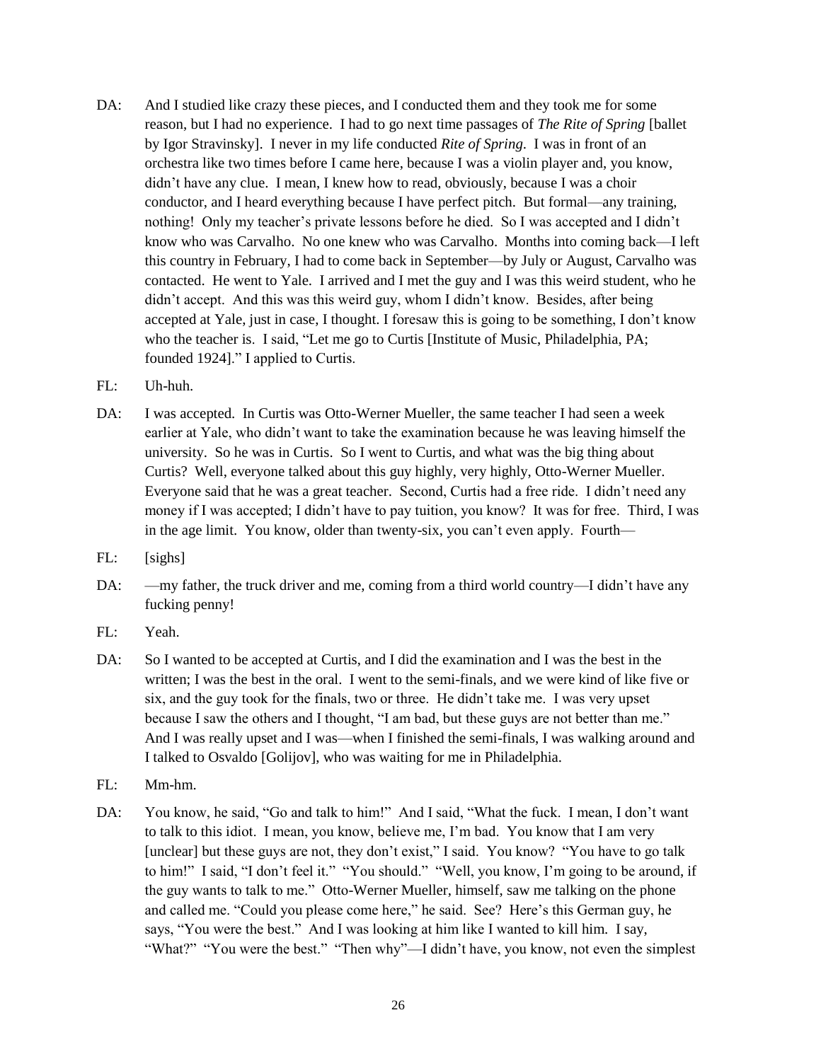DA: And I studied like crazy these pieces, and I conducted them and they took me for some reason, but I had no experience. I had to go next time passages of *The Rite of Spring* [ballet by Igor Stravinsky]. I never in my life conducted *Rite of Spring*. I was in front of an orchestra like two times before I came here, because I was a violin player and, you know, didn't have any clue. I mean, I knew how to read, obviously, because I was a choir conductor, and I heard everything because I have perfect pitch. But formal—any training, nothing! Only my teacher's private lessons before he died. So I was accepted and I didn't know who was Carvalho. No one knew who was Carvalho. Months into coming back—I left this country in February, I had to come back in September—by July or August, Carvalho was contacted. He went to Yale. I arrived and I met the guy and I was this weird student, who he didn't accept. And this was this weird guy, whom I didn't know. Besides, after being accepted at Yale, just in case, I thought. I foresaw this is going to be something, I don't know who the teacher is. I said, "Let me go to Curtis [Institute of Music, Philadelphia, PA; founded 1924]." I applied to Curtis.

FL: Uh-huh.

DA: I was accepted. In Curtis was Otto-Werner Mueller, the same teacher I had seen a week earlier at Yale, who didn't want to take the examination because he was leaving himself the university. So he was in Curtis. So I went to Curtis, and what was the big thing about Curtis? Well, everyone talked about this guy highly, very highly, Otto-Werner Mueller. Everyone said that he was a great teacher. Second, Curtis had a free ride. I didn't need any money if I was accepted; I didn't have to pay tuition, you know? It was for free. Third, I was in the age limit. You know, older than twenty-six, you can't even apply. Fourth—

FL: [sighs]

DA: —my father, the truck driver and me, coming from a third world country—I didn't have any fucking penny!

FL: Yeah.

DA: So I wanted to be accepted at Curtis, and I did the examination and I was the best in the written; I was the best in the oral. I went to the semi-finals, and we were kind of like five or six, and the guy took for the finals, two or three. He didn't take me. I was very upset because I saw the others and I thought, "I am bad, but these guys are not better than me." And I was really upset and I was—when I finished the semi-finals, I was walking around and I talked to Osvaldo [Golijov], who was waiting for me in Philadelphia.

FL: Mm-hm.

DA: You know, he said, "Go and talk to him!" And I said, "What the fuck. I mean, I don't want to talk to this idiot. I mean, you know, believe me, I'm bad. You know that I am very [unclear] but these guys are not, they don't exist," I said. You know? "You have to go talk to him!" I said, "I don't feel it." "You should." "Well, you know, I'm going to be around, if the guy wants to talk to me." Otto-Werner Mueller, himself, saw me talking on the phone and called me. "Could you please come here," he said. See? Here's this German guy, he says, "You were the best." And I was looking at him like I wanted to kill him. I say, "What?" "You were the best." "Then why"—I didn't have, you know, not even the simplest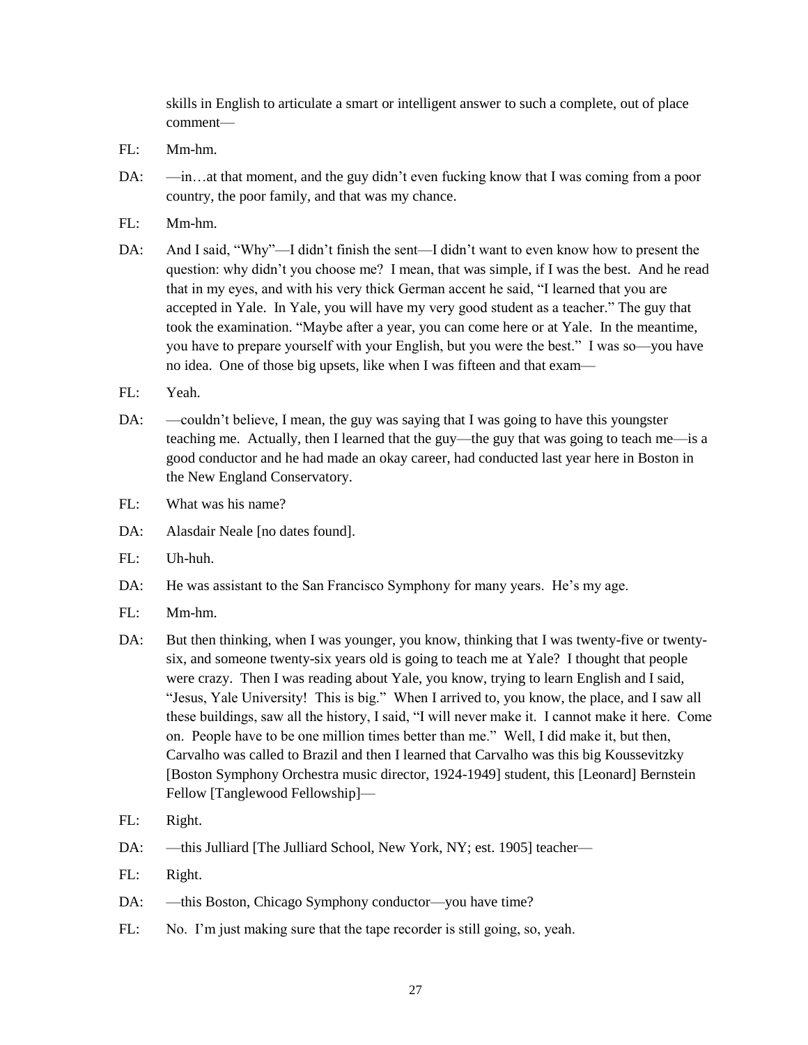skills in English to articulate a smart or intelligent answer to such a complete, out of place comment—

FL: Mm-hm.

DA: —in…at that moment, and the guy didn't even fucking know that I was coming from a poor country, the poor family, and that was my chance.

FL: Mm-hm.

DA: And I said, "Why"—I didn't finish the sent—I didn't want to even know how to present the question: why didn't you choose me? I mean, that was simple, if I was the best. And he read that in my eyes, and with his very thick German accent he said, "I learned that you are accepted in Yale. In Yale, you will have my very good student as a teacher." The guy that took the examination. "Maybe after a year, you can come here or at Yale. In the meantime, you have to prepare yourself with your English, but you were the best." I was so—you have no idea. One of those big upsets, like when I was fifteen and that exam—

FL: Yeah.

DA: —couldn't believe, I mean, the guy was saying that I was going to have this youngster teaching me. Actually, then I learned that the guy—the guy that was going to teach me—is a good conductor and he had made an okay career, had conducted last year here in Boston in the New England Conservatory.

FL: What was his name?

DA: Alasdair Neale [no dates found].

FL: Uh-huh.

DA: He was assistant to the San Francisco Symphony for many years. He's my age.

FL: Mm-hm.

DA: But then thinking, when I was younger, you know, thinking that I was twenty-five or twenty-six, and someone twenty-six years old is going to teach me at Yale? I thought that people were crazy. Then I was reading about Yale, you know, trying to learn English and I said, "Jesus, Yale University! This is big." When I arrived to, you know, the place, and I saw all these buildings, saw all the history, I said, "I will never make it. I cannot make it here. Come on. People have to be one million times better than me." Well, I did make it, but then, Carvalho was called to Brazil and then I learned that Carvalho was this big Koussevitzky [Boston Symphony Orchestra music director, 1924-1949] student, this [Leonard] Bernstein Fellow [Tanglewood Fellowship]—

FL: Right.

DA: —this Julliard [The Julliard School, New York, NY; est. 1905] teacher—

FL: Right.

DA: —this Boston, Chicago Symphony conductor—you have time?

FL: No. I'm just making sure that the tape recorder is still going, so, yeah.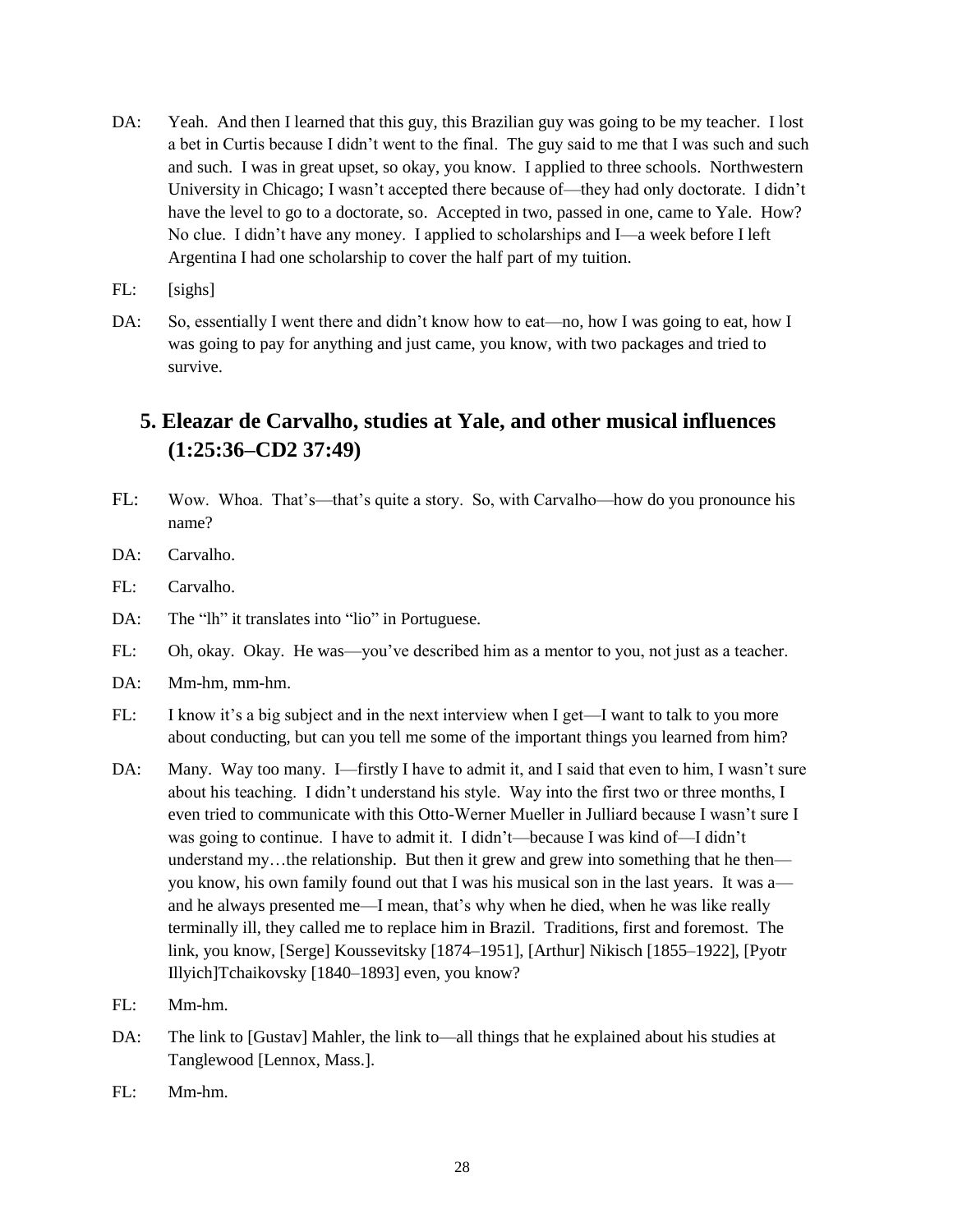DA: Yeah. And then I learned that this guy, this Brazilian guy was going to be my teacher. I lost a bet in Curtis because I didn't went to the final. The guy said to me that I was such and such and such. I was in great upset, so okay, you know. I applied to three schools. Northwestern University in Chicago; I wasn't accepted there because of—they had only doctorate. I didn't have the level to go to a doctorate, so. Accepted in two, passed in one, came to Yale. How? No clue. I didn't have any money. I applied to scholarships and I—a week before I left Argentina I had one scholarship to cover the half part of my tuition.

FL: [sighs]

DA: So, essentially I went there and didn't know how to eat—no, how I was going to eat, how I was going to pay for anything and just came, you know, with two packages and tried to survive.

## 5. Eleazar de Carvalho, studies at Yale, and other musical influences (1:25:36–CD2 37:49)

FL: Wow. Whoa. That's—that's quite a story. So, with Carvalho—how do you pronounce his name?

DA: Carvalho.

FL: Carvalho.

DA: The "lh" it translates into "lio" in Portuguese.

FL: Oh, okay. Okay. He was—you've described him as a mentor to you, not just as a teacher.

DA: Mm-hm, mm-hm.

FL: I know it's a big subject and in the next interview when I get—I want to talk to you more about conducting, but can you tell me some of the important things you learned from him?

DA: Many. Way too many. I—firstly I have to admit it, and I said that even to him, I wasn't sure about his teaching. I didn't understand his style. Way into the first two or three months, I even tried to communicate with this Otto-Werner Mueller in Julliard because I wasn't sure I was going to continue. I have to admit it. I didn't—because I was kind of—I didn't understand my…the relationship. But then it grew and grew into something that he then—you know, his own family found out that I was his musical son in the last years. It was a—and he always presented me—I mean, that's why when he died, when he was like really terminally ill, they called me to replace him in Brazil. Traditions, first and foremost. The link, you know, [Serge] Koussevitsky [1874–1951], [Arthur] Nikisch [1855–1922], [Pyotr Illyich]Tchaikovsky [1840–1893] even, you know?

FL: Mm-hm.

DA: The link to [Gustav] Mahler, the link to—all things that he explained about his studies at Tanglewood [Lennox, Mass.].

FL: Mm-hm.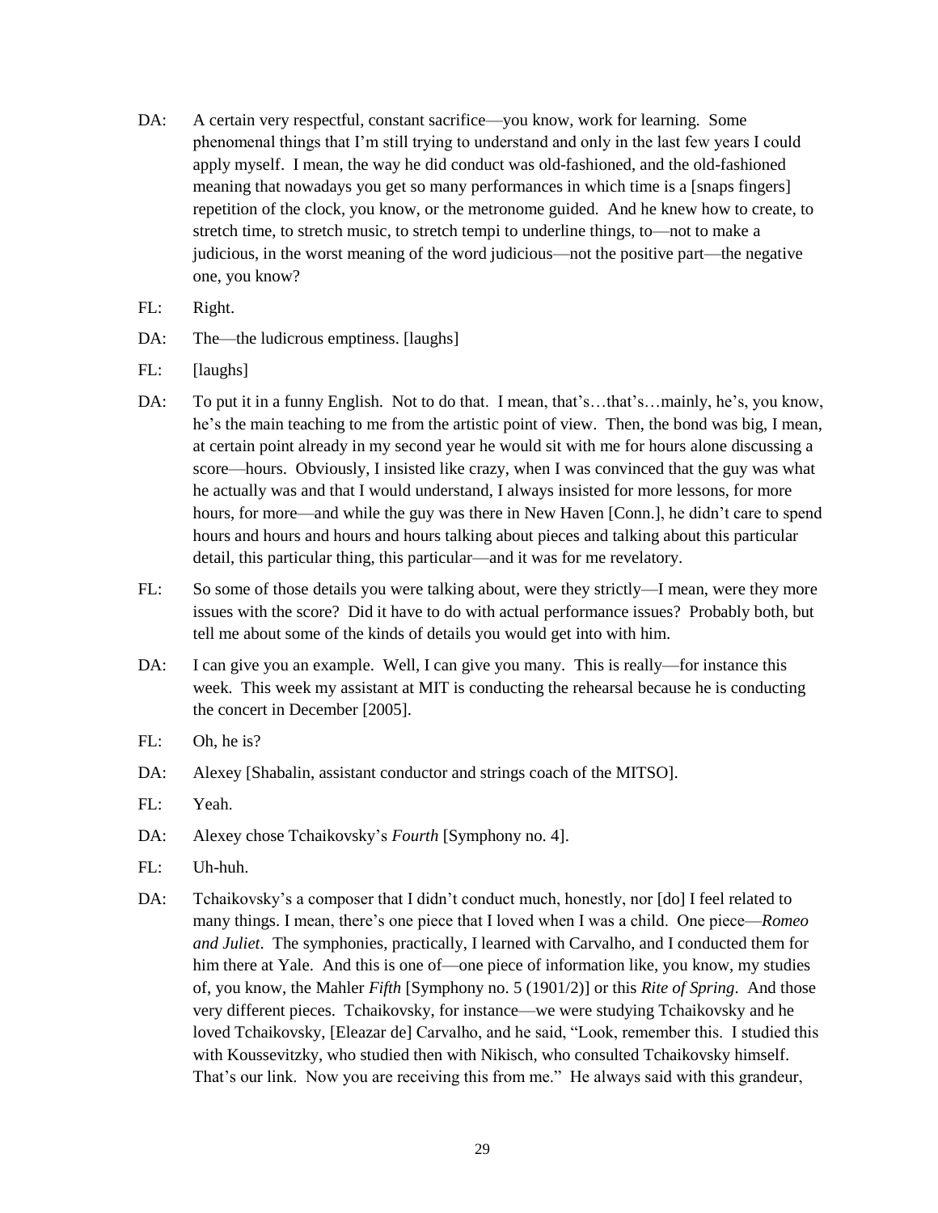DA: A certain very respectful, constant sacrifice—you know, work for learning. Some phenomenal things that I'm still trying to understand and only in the last few years I could apply myself. I mean, the way he did conduct was old-fashioned, and the old-fashioned meaning that nowadays you get so many performances in which time is a [snaps fingers] repetition of the clock, you know, or the metronome guided. And he knew how to create, to stretch time, to stretch music, to stretch tempi to underline things, to—not to make a judicious, in the worst meaning of the word judicious—not the positive part—the negative one, you know?

FL: Right.

DA: The—the ludicrous emptiness. [laughs]

FL: [laughs]

DA: To put it in a funny English. Not to do that. I mean, that's…that's…mainly, he's, you know, he's the main teaching to me from the artistic point of view. Then, the bond was big, I mean, at certain point already in my second year he would sit with me for hours alone discussing a score—hours. Obviously, I insisted like crazy, when I was convinced that the guy was what he actually was and that I would understand, I always insisted for more lessons, for more hours, for more—and while the guy was there in New Haven [Conn.], he didn't care to spend hours and hours and hours and hours talking about pieces and talking about this particular detail, this particular thing, this particular—and it was for me revelatory.

FL: So some of those details you were talking about, were they strictly—I mean, were they more issues with the score? Did it have to do with actual performance issues? Probably both, but tell me about some of the kinds of details you would get into with him.

DA: I can give you an example. Well, I can give you many. This is really—for instance this week. This week my assistant at MIT is conducting the rehearsal because he is conducting the concert in December [2005].

FL: Oh, he is?

DA: Alexey [Shabalin, assistant conductor and strings coach of the MITSO].

FL: Yeah.

DA: Alexey chose Tchaikovsky's *Fourth* [Symphony no. 4].

FL: Uh-huh.

DA: Tchaikovsky's a composer that I didn't conduct much, honestly, nor [do] I feel related to many things. I mean, there's one piece that I loved when I was a child. One piece—*Romeo and Juliet*. The symphonies, practically, I learned with Carvalho, and I conducted them for him there at Yale. And this is one of—one piece of information like, you know, my studies of, you know, the Mahler *Fifth* [Symphony no. 5 (1901/2)] or this *Rite of Spring*. And those very different pieces. Tchaikovsky, for instance—we were studying Tchaikovsky and he loved Tchaikovsky, [Eleazar de] Carvalho, and he said, "Look, remember this. I studied this with Koussevitzky, who studied then with Nikisch, who consulted Tchaikovsky himself. That's our link. Now you are receiving this from me." He always said with this grandeur,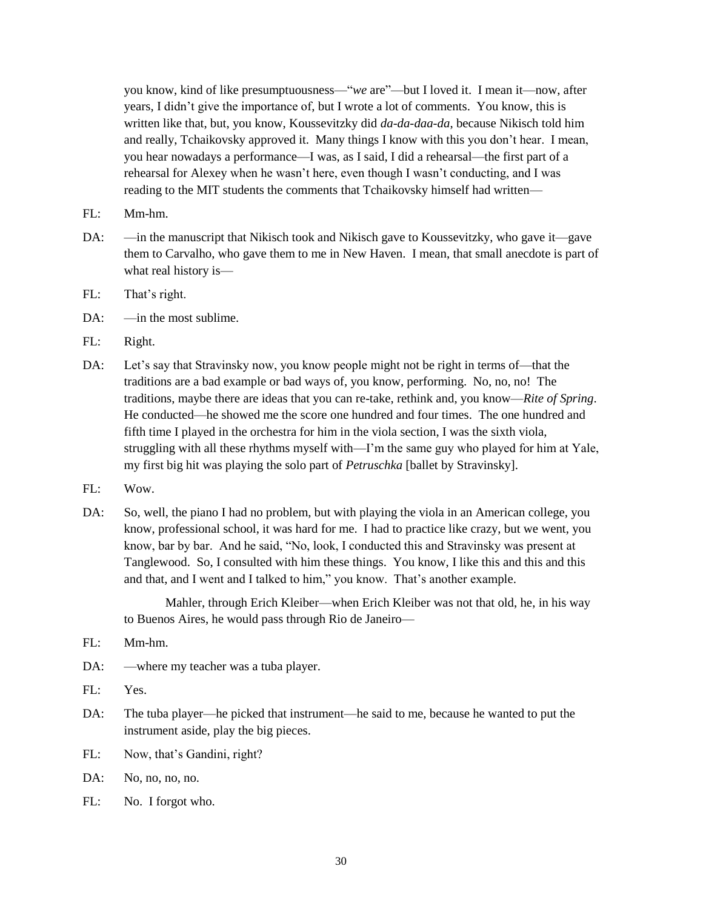you know, kind of like presumptuousness—"*we* are"—but I loved it. I mean it—now, after years, I didn't give the importance of, but I wrote a lot of comments. You know, this is written like that, but, you know, Koussevitzky did *da-da-daa-da*, because Nikisch told him and really, Tchaikovsky approved it. Many things I know with this you don't hear. I mean, you hear nowadays a performance—I was, as I said, I did a rehearsal—the first part of a rehearsal for Alexey when he wasn't here, even though I wasn't conducting, and I was reading to the MIT students the comments that Tchaikovsky himself had written—

FL: Mm-hm.

DA: —in the manuscript that Nikisch took and Nikisch gave to Koussevitzky, who gave it—gave them to Carvalho, who gave them to me in New Haven. I mean, that small anecdote is part of what real history is—

FL: That's right.

DA: —in the most sublime.

FL: Right.

DA: Let's say that Stravinsky now, you know people might not be right in terms of—that the traditions are a bad example or bad ways of, you know, performing. No, no, no! The traditions, maybe there are ideas that you can re-take, rethink and, you know—*Rite of Spring*. He conducted—he showed me the score one hundred and four times. The one hundred and fifth time I played in the orchestra for him in the viola section, I was the sixth viola, struggling with all these rhythms myself with—I'm the same guy who played for him at Yale, my first big hit was playing the solo part of *Petruschka* [ballet by Stravinsky].

FL: Wow.

DA: So, well, the piano I had no problem, but with playing the viola in an American college, you know, professional school, it was hard for me. I had to practice like crazy, but we went, you know, bar by bar. And he said, "No, look, I conducted this and Stravinsky was present at Tanglewood. So, I consulted with him these things. You know, I like this and this and this and that, and I went and I talked to him," you know. That's another example.

Mahler, through Erich Kleiber—when Erich Kleiber was not that old, he, in his way to Buenos Aires, he would pass through Rio de Janeiro—

FL: Mm-hm.

DA: —where my teacher was a tuba player.

FL: Yes.

DA: The tuba player—he picked that instrument—he said to me, because he wanted to put the instrument aside, play the big pieces.

FL: Now, that's Gandini, right?

DA: No, no, no, no.

FL: No. I forgot who.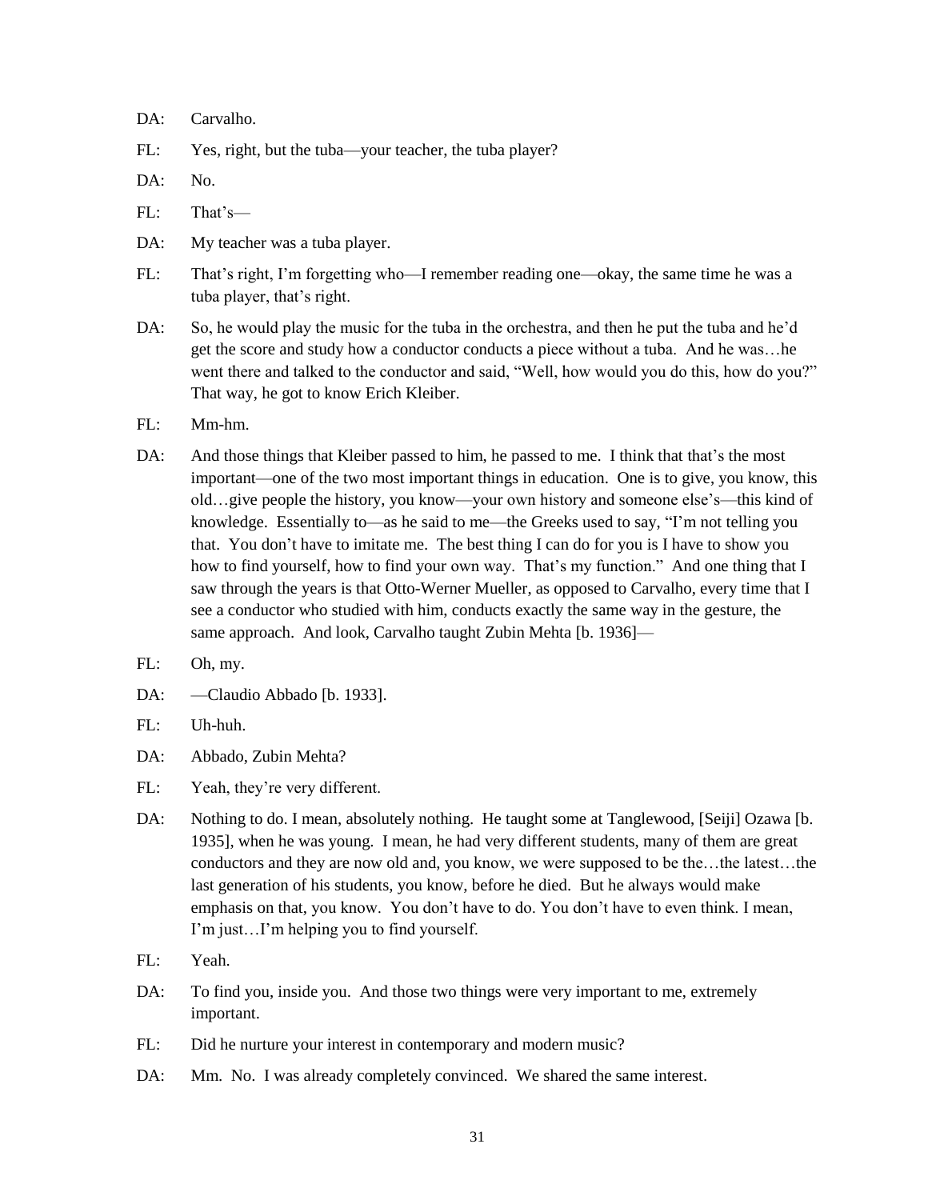DA: Carvalho.

FL: Yes, right, but the tuba—your teacher, the tuba player?

DA: No.

FL: That's—

DA: My teacher was a tuba player.

FL: That's right, I'm forgetting who—I remember reading one—okay, the same time he was a tuba player, that's right.

DA: So, he would play the music for the tuba in the orchestra, and then he put the tuba and he'd get the score and study how a conductor conducts a piece without a tuba. And he was…he went there and talked to the conductor and said, "Well, how would you do this, how do you?" That way, he got to know Erich Kleiber.

FL: Mm-hm.

DA: And those things that Kleiber passed to him, he passed to me. I think that that's the most important—one of the two most important things in education. One is to give, you know, this old…give people the history, you know—your own history and someone else's—this kind of knowledge. Essentially to—as he said to me—the Greeks used to say, "I'm not telling you that. You don't have to imitate me. The best thing I can do for you is I have to show you how to find yourself, how to find your own way. That's my function." And one thing that I saw through the years is that Otto-Werner Mueller, as opposed to Carvalho, every time that I see a conductor who studied with him, conducts exactly the same way in the gesture, the same approach. And look, Carvalho taught Zubin Mehta [b. 1936]—

FL: Oh, my.

DA: —Claudio Abbado [b. 1933].

FL: Uh-huh.

DA: Abbado, Zubin Mehta?

FL: Yeah, they're very different.

DA: Nothing to do. I mean, absolutely nothing. He taught some at Tanglewood, [Seiji] Ozawa [b. 1935], when he was young. I mean, he had very different students, many of them are great conductors and they are now old and, you know, we were supposed to be the…the latest…the last generation of his students, you know, before he died. But he always would make emphasis on that, you know. You don't have to do. You don't have to even think. I mean, I'm just…I'm helping you to find yourself.

FL: Yeah.

DA: To find you, inside you. And those two things were very important to me, extremely important.

FL: Did he nurture your interest in contemporary and modern music?

DA: Mm. No. I was already completely convinced. We shared the same interest.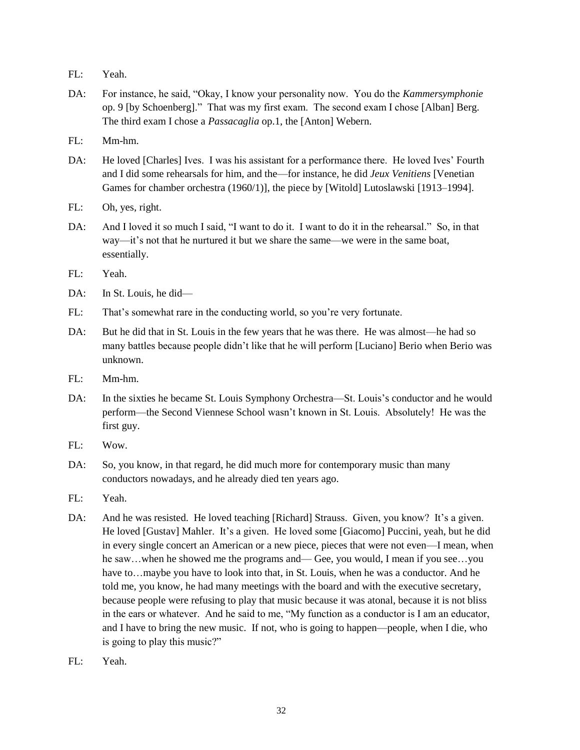FL: Yeah.

DA: For instance, he said, "Okay, I know your personality now. You do the *Kammersymphonie* op. 9 [by Schoenberg]." That was my first exam. The second exam I chose [Alban] Berg. The third exam I chose a *Passacaglia* op.1, the [Anton] Webern.

FL: Mm-hm.

DA: He loved [Charles] Ives. I was his assistant for a performance there. He loved Ives' Fourth and I did some rehearsals for him, and the—for instance, he did *Jeux Venitiens* [Venetian Games for chamber orchestra (1960/1)], the piece by [Witold] Lutoslawski [1913–1994].

FL: Oh, yes, right.

DA: And I loved it so much I said, "I want to do it. I want to do it in the rehearsal." So, in that way—it's not that he nurtured it but we share the same—we were in the same boat, essentially.

FL: Yeah.

DA: In St. Louis, he did—

FL: That's somewhat rare in the conducting world, so you're very fortunate.

DA: But he did that in St. Louis in the few years that he was there. He was almost—he had so many battles because people didn't like that he will perform [Luciano] Berio when Berio was unknown.

FL: Mm-hm.

DA: In the sixties he became St. Louis Symphony Orchestra—St. Louis's conductor and he would perform—the Second Viennese School wasn't known in St. Louis. Absolutely! He was the first guy.

FL: Wow.

DA: So, you know, in that regard, he did much more for contemporary music than many conductors nowadays, and he already died ten years ago.

FL: Yeah.

DA: And he was resisted. He loved teaching [Richard] Strauss. Given, you know? It's a given. He loved [Gustav] Mahler. It's a given. He loved some [Giacomo] Puccini, yeah, but he did in every single concert an American or a new piece, pieces that were not even—I mean, when he saw…when he showed me the programs and— Gee, you would, I mean if you see…you have to…maybe you have to look into that, in St. Louis, when he was a conductor. And he told me, you know, he had many meetings with the board and with the executive secretary, because people were refusing to play that music because it was atonal, because it is not bliss in the ears or whatever. And he said to me, "My function as a conductor is I am an educator, and I have to bring the new music. If not, who is going to happen—people, when I die, who is going to play this music?"

FL: Yeah.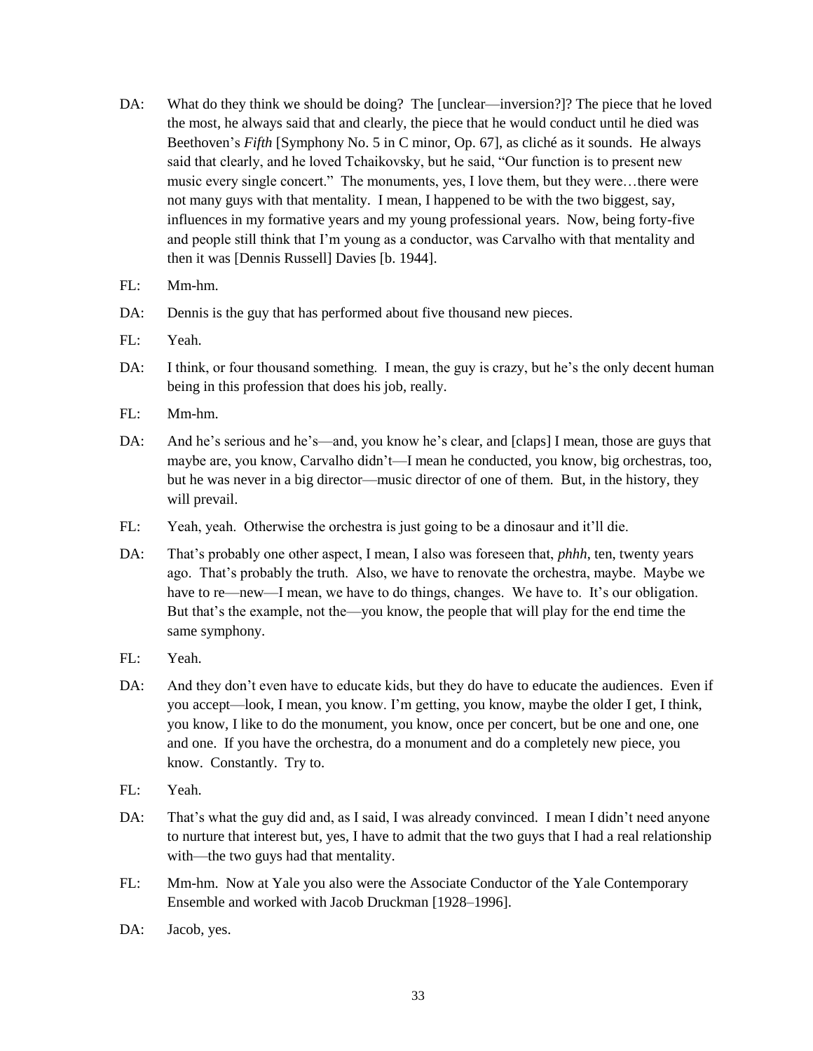DA: What do they think we should be doing? The [unclear—inversion?]? The piece that he loved the most, he always said that and clearly, the piece that he would conduct until he died was Beethoven's *Fifth* [Symphony No. 5 in C minor, Op. 67], as cliché as it sounds. He always said that clearly, and he loved Tchaikovsky, but he said, "Our function is to present new music every single concert." The monuments, yes, I love them, but they were…there were not many guys with that mentality. I mean, I happened to be with the two biggest, say, influences in my formative years and my young professional years. Now, being forty-five and people still think that I'm young as a conductor, was Carvalho with that mentality and then it was [Dennis Russell] Davies [b. 1944].

FL: Mm-hm.

DA: Dennis is the guy that has performed about five thousand new pieces.

FL: Yeah.

DA: I think, or four thousand something. I mean, the guy is crazy, but he's the only decent human being in this profession that does his job, really.

FL: Mm-hm.

DA: And he's serious and he's—and, you know he's clear, and [claps] I mean, those are guys that maybe are, you know, Carvalho didn't—I mean he conducted, you know, big orchestras, too, but he was never in a big director—music director of one of them. But, in the history, they will prevail.

FL: Yeah, yeah. Otherwise the orchestra is just going to be a dinosaur and it'll die.

DA: That's probably one other aspect, I mean, I also was foreseen that, *phhh*, ten, twenty years ago. That's probably the truth. Also, we have to renovate the orchestra, maybe. Maybe we have to re—new—I mean, we have to do things, changes. We have to. It's our obligation. But that's the example, not the—you know, the people that will play for the end time the same symphony.

FL: Yeah.

DA: And they don't even have to educate kids, but they do have to educate the audiences. Even if you accept—look, I mean, you know. I'm getting, you know, maybe the older I get, I think, you know, I like to do the monument, you know, once per concert, but be one and one, one and one. If you have the orchestra, do a monument and do a completely new piece, you know. Constantly. Try to.

FL: Yeah.

DA: That's what the guy did and, as I said, I was already convinced. I mean I didn't need anyone to nurture that interest but, yes, I have to admit that the two guys that I had a real relationship with—the two guys had that mentality.

FL: Mm-hm. Now at Yale you also were the Associate Conductor of the Yale Contemporary Ensemble and worked with Jacob Druckman [1928–1996].

DA: Jacob, yes.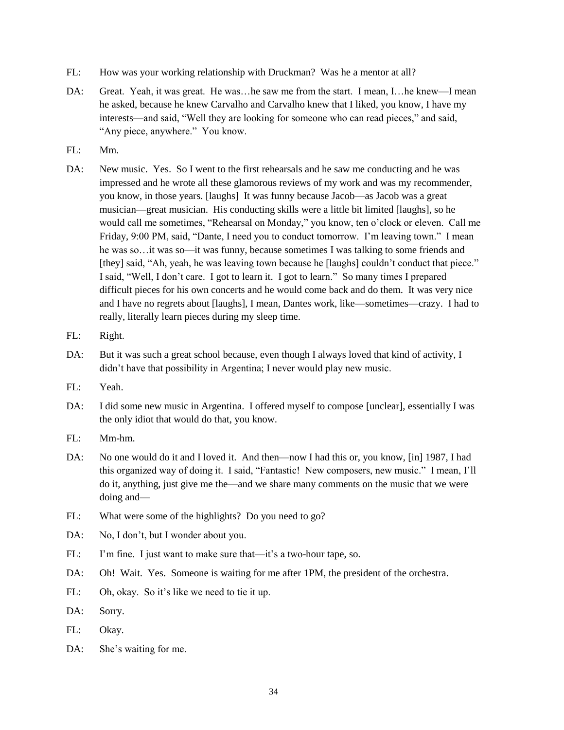FL: How was your working relationship with Druckman? Was he a mentor at all?

DA: Great. Yeah, it was great. He was…he saw me from the start. I mean, I…he knew—I mean he asked, because he knew Carvalho and Carvalho knew that I liked, you know, I have my interests—and said, "Well they are looking for someone who can read pieces," and said, "Any piece, anywhere." You know.

FL: Mm.

DA: New music. Yes. So I went to the first rehearsals and he saw me conducting and he was impressed and he wrote all these glamorous reviews of my work and was my recommender, you know, in those years. [laughs] It was funny because Jacob—as Jacob was a great musician—great musician. His conducting skills were a little bit limited [laughs], so he would call me sometimes, "Rehearsal on Monday," you know, ten o'clock or eleven. Call me Friday, 9:00 PM, said, "Dante, I need you to conduct tomorrow. I'm leaving town." I mean he was so…it was so—it was funny, because sometimes I was talking to some friends and [they] said, "Ah, yeah, he was leaving town because he [laughs] couldn't conduct that piece." I said, "Well, I don't care. I got to learn it. I got to learn." So many times I prepared difficult pieces for his own concerts and he would come back and do them. It was very nice and I have no regrets about [laughs], I mean, Dantes work, like—sometimes—crazy. I had to really, literally learn pieces during my sleep time.

FL: Right.

DA: But it was such a great school because, even though I always loved that kind of activity, I didn't have that possibility in Argentina; I never would play new music.

FL: Yeah.

DA: I did some new music in Argentina. I offered myself to compose [unclear], essentially I was the only idiot that would do that, you know.

FL: Mm-hm.

DA: No one would do it and I loved it. And then—now I had this or, you know, [in] 1987, I had this organized way of doing it. I said, "Fantastic! New composers, new music." I mean, I'll do it, anything, just give me the—and we share many comments on the music that we were doing and—

FL: What were some of the highlights? Do you need to go?

DA: No, I don't, but I wonder about you.

FL: I'm fine. I just want to make sure that—it's a two-hour tape, so.

DA: Oh! Wait. Yes. Someone is waiting for me after 1PM, the president of the orchestra.

FL: Oh, okay. So it's like we need to tie it up.

DA: Sorry.

FL: Okay.

DA: She's waiting for me.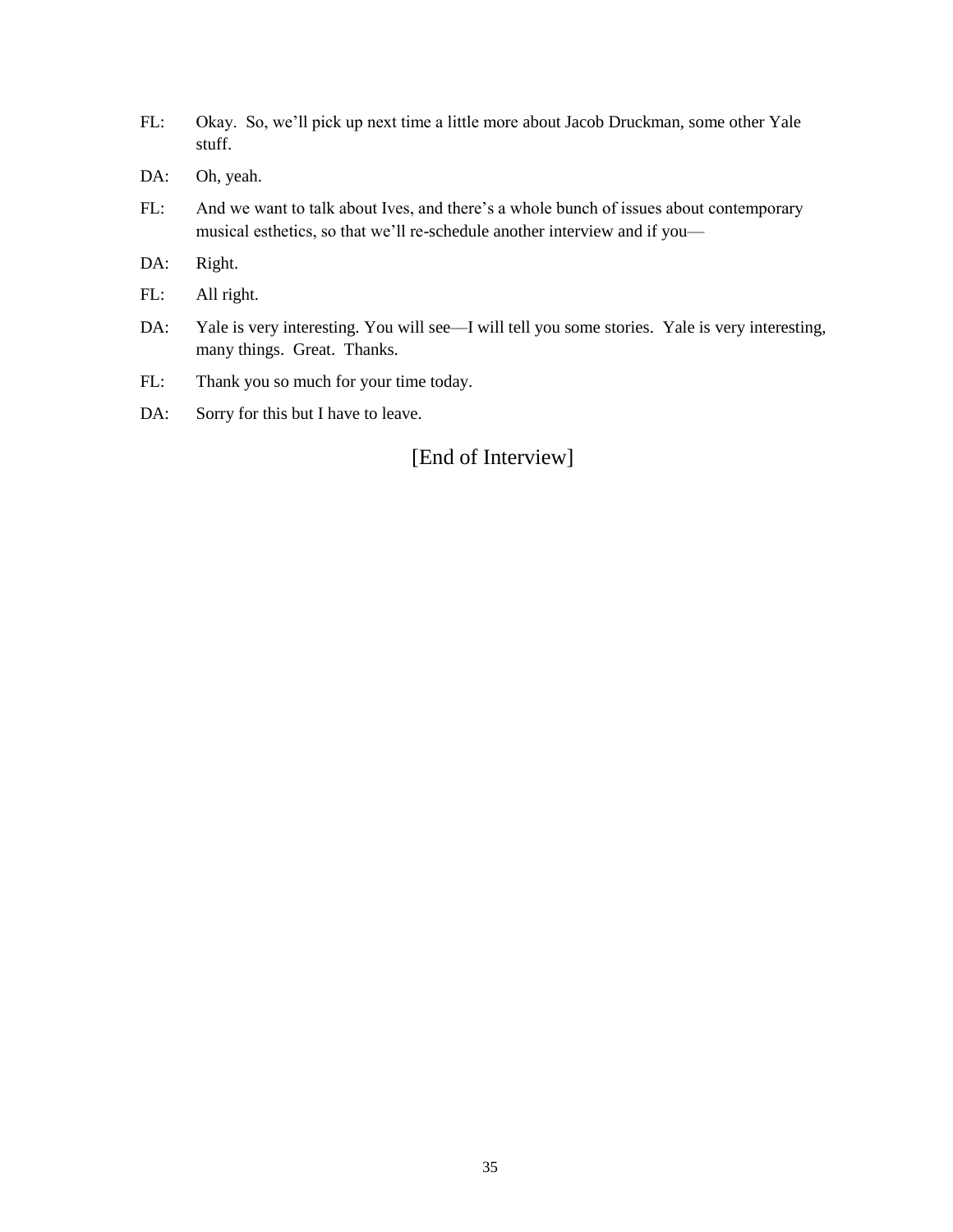FL: Okay. So, we'll pick up next time a little more about Jacob Druckman, some other Yale stuff.

DA: Oh, yeah.

FL: And we want to talk about Ives, and there's a whole bunch of issues about contemporary musical esthetics, so that we'll re-schedule another interview and if you—

DA: Right.

FL: All right.

DA: Yale is very interesting. You will see—I will tell you some stories. Yale is very interesting, many things. Great. Thanks.

FL: Thank you so much for your time today.

DA: Sorry for this but I have to leave.

[End of Interview]